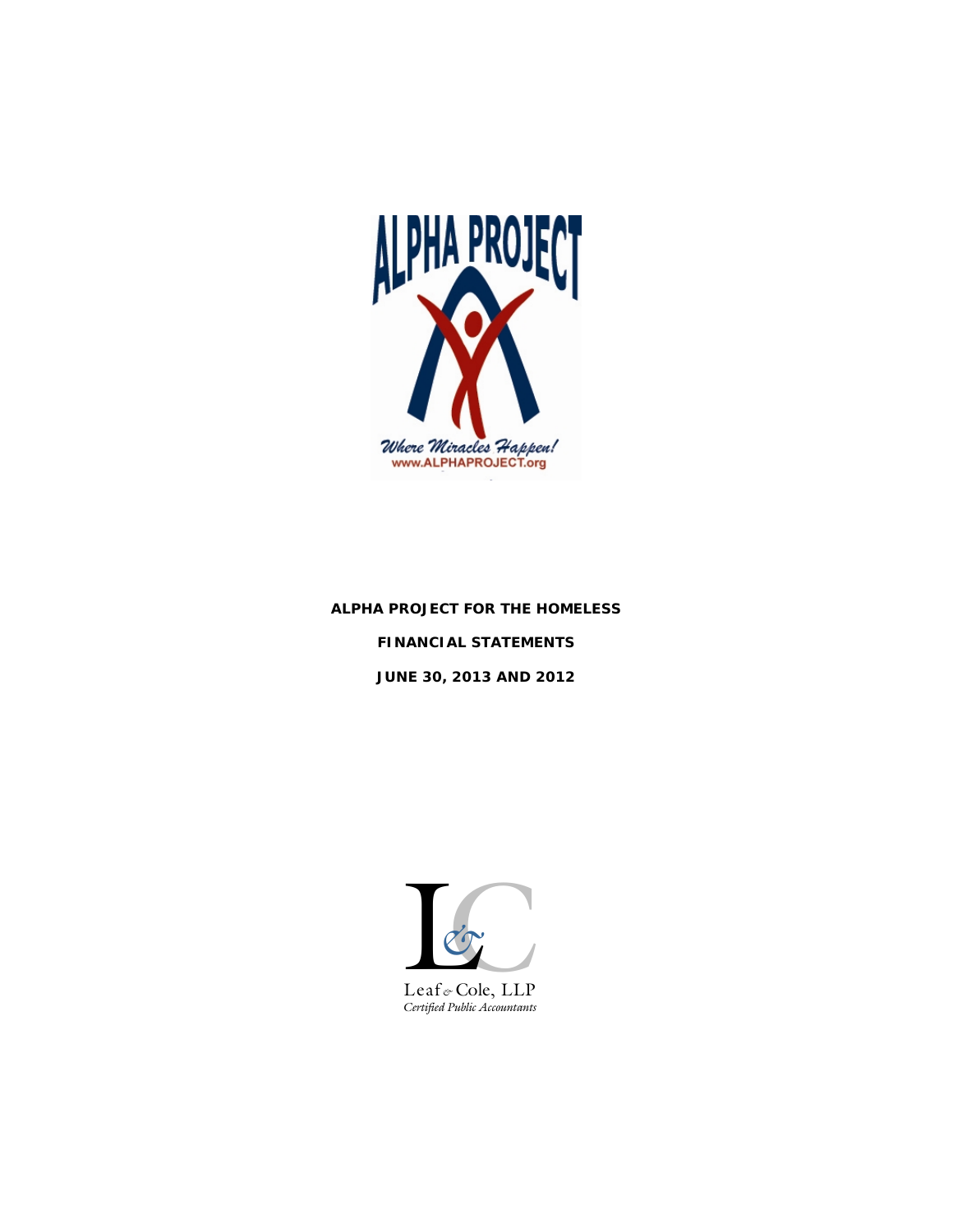ALPHA PROJECT

*Where Miracles Happen!*
www.ALPHAPROJECT.org

**ALPHA PROJECT FOR THE HOMELESS**

**FINANCIAL STATEMENTS**

**JUNE 30, 2013 AND 2012**

Leaf & Cole, LLP
*Certified Public Accountants*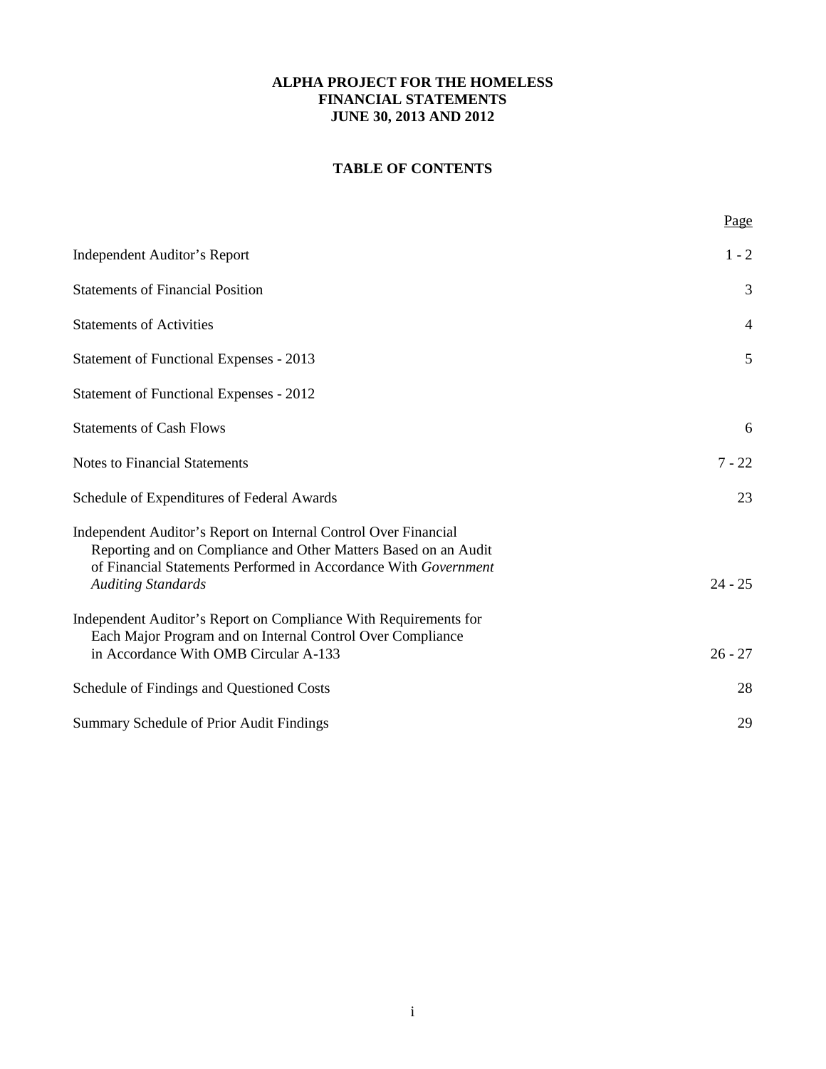**ALPHA PROJECT FOR THE HOMELESS**
**FINANCIAL STATEMENTS**
**JUNE 30, 2013 AND 2012**

**TABLE OF CONTENTS**

| | Page |
|---|---|
| Independent Auditor's Report | 1 - 2 |
| Statements of Financial Position | 3 |
| Statements of Activities | 4 |
| Statement of Functional Expenses - 2013 | 5 |
| Statement of Functional Expenses - 2012 | |
| Statements of Cash Flows | 6 |
| Notes to Financial Statements | 7 - 22 |
| Schedule of Expenditures of Federal Awards | 23 |
| Independent Auditor's Report on Internal Control Over Financial Reporting and on Compliance and Other Matters Based on an Audit of Financial Statements Performed in Accordance With *Government Auditing Standards* | 24 - 25 |
| Independent Auditor's Report on Compliance With Requirements for Each Major Program and on Internal Control Over Compliance in Accordance With OMB Circular A-133 | 26 - 27 |
| Schedule of Findings and Questioned Costs | 28 |
| Summary Schedule of Prior Audit Findings | 29 |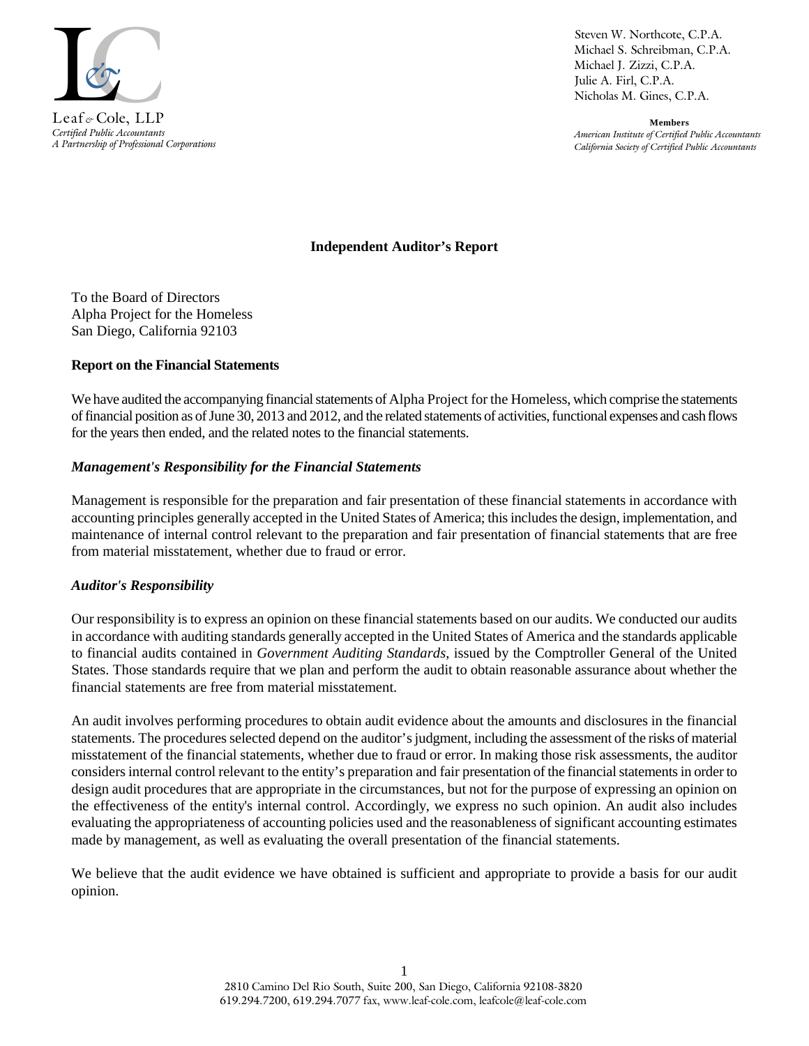Leaf & Cole, LLP
*Certified Public Accountants*
*A Partnership of Professional Corporations*

Steven W. Northcote, C.P.A.
Michael S. Schreibman, C.P.A.
Michael J. Zizzi, C.P.A.
Julie A. Firl, C.P.A.
Nicholas M. Gines, C.P.A.

**Members**
*American Institute of Certified Public Accountants*
*California Society of Certified Public Accountants*

# Independent Auditor's Report

To the Board of Directors
Alpha Project for the Homeless
San Diego, California 92103

## Report on the Financial Statements

We have audited the accompanying financial statements of Alpha Project for the Homeless, which comprise the statements of financial position as of June 30, 2013 and 2012, and the related statements of activities, functional expenses and cash flows for the years then ended, and the related notes to the financial statements.

### *Management's Responsibility for the Financial Statements*

Management is responsible for the preparation and fair presentation of these financial statements in accordance with accounting principles generally accepted in the United States of America; this includes the design, implementation, and maintenance of internal control relevant to the preparation and fair presentation of financial statements that are free from material misstatement, whether due to fraud or error.

### *Auditor's Responsibility*

Our responsibility is to express an opinion on these financial statements based on our audits. We conducted our audits in accordance with auditing standards generally accepted in the United States of America and the standards applicable to financial audits contained in *Government Auditing Standards*, issued by the Comptroller General of the United States. Those standards require that we plan and perform the audit to obtain reasonable assurance about whether the financial statements are free from material misstatement.

An audit involves performing procedures to obtain audit evidence about the amounts and disclosures in the financial statements. The procedures selected depend on the auditor's judgment, including the assessment of the risks of material misstatement of the financial statements, whether due to fraud or error. In making those risk assessments, the auditor considers internal control relevant to the entity's preparation and fair presentation of the financial statements in order to design audit procedures that are appropriate in the circumstances, but not for the purpose of expressing an opinion on the effectiveness of the entity's internal control. Accordingly, we express no such opinion. An audit also includes evaluating the appropriateness of accounting policies used and the reasonableness of significant accounting estimates made by management, as well as evaluating the overall presentation of the financial statements.

We believe that the audit evidence we have obtained is sufficient and appropriate to provide a basis for our audit opinion.

2810 Camino Del Rio South, Suite 200, San Diego, California 92108-3820
619.294.7200, 619.294.7077 fax, www.leaf-cole.com, leafcole@leaf-cole.com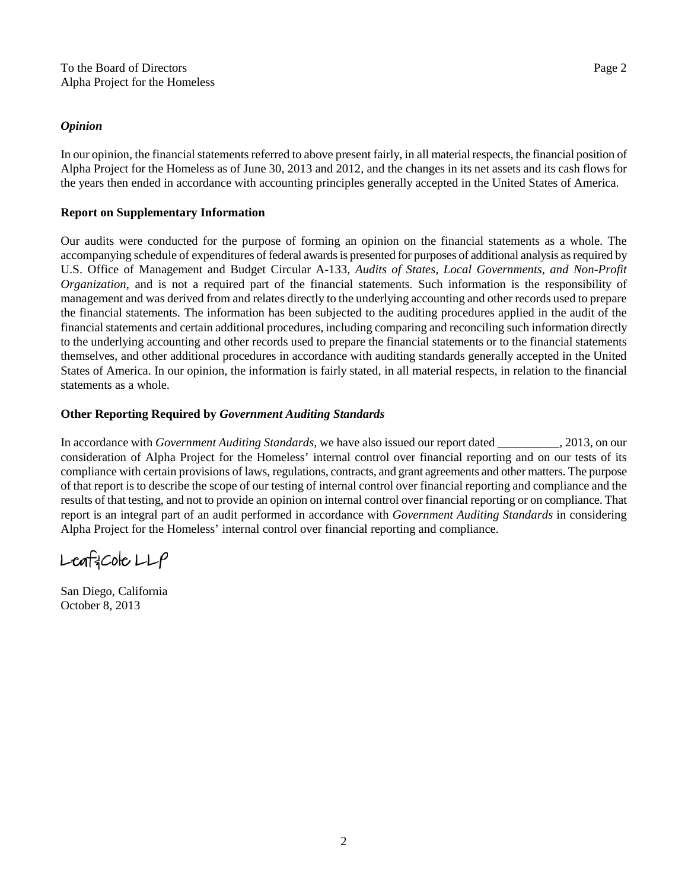To the Board of Directors
Alpha Project for the Homeless

***Opinion***

In our opinion, the financial statements referred to above present fairly, in all material respects, the financial position of Alpha Project for the Homeless as of June 30, 2013 and 2012, and the changes in its net assets and its cash flows for the years then ended in accordance with accounting principles generally accepted in the United States of America.

**Report on Supplementary Information**

Our audits were conducted for the purpose of forming an opinion on the financial statements as a whole. The accompanying schedule of expenditures of federal awards is presented for purposes of additional analysis as required by U.S. Office of Management and Budget Circular A-133, *Audits of States, Local Governments, and Non-Profit Organization*, and is not a required part of the financial statements. Such information is the responsibility of management and was derived from and relates directly to the underlying accounting and other records used to prepare the financial statements. The information has been subjected to the auditing procedures applied in the audit of the financial statements and certain additional procedures, including comparing and reconciling such information directly to the underlying accounting and other records used to prepare the financial statements or to the financial statements themselves, and other additional procedures in accordance with auditing standards generally accepted in the United States of America. In our opinion, the information is fairly stated, in all material respects, in relation to the financial statements as a whole.

**Other Reporting Required by *Government Auditing Standards***

In accordance with *Government Auditing Standards*, we have also issued our report dated __________, 2013, on our consideration of Alpha Project for the Homeless' internal control over financial reporting and on our tests of its compliance with certain provisions of laws, regulations, contracts, and grant agreements and other matters. The purpose of that report is to describe the scope of our testing of internal control over financial reporting and compliance and the results of that testing, and not to provide an opinion on internal control over financial reporting or on compliance. That report is an integral part of an audit performed in accordance with *Government Auditing Standards* in considering Alpha Project for the Homeless' internal control over financial reporting and compliance.

Leaf & Cole LLP

San Diego, California
October 8, 2013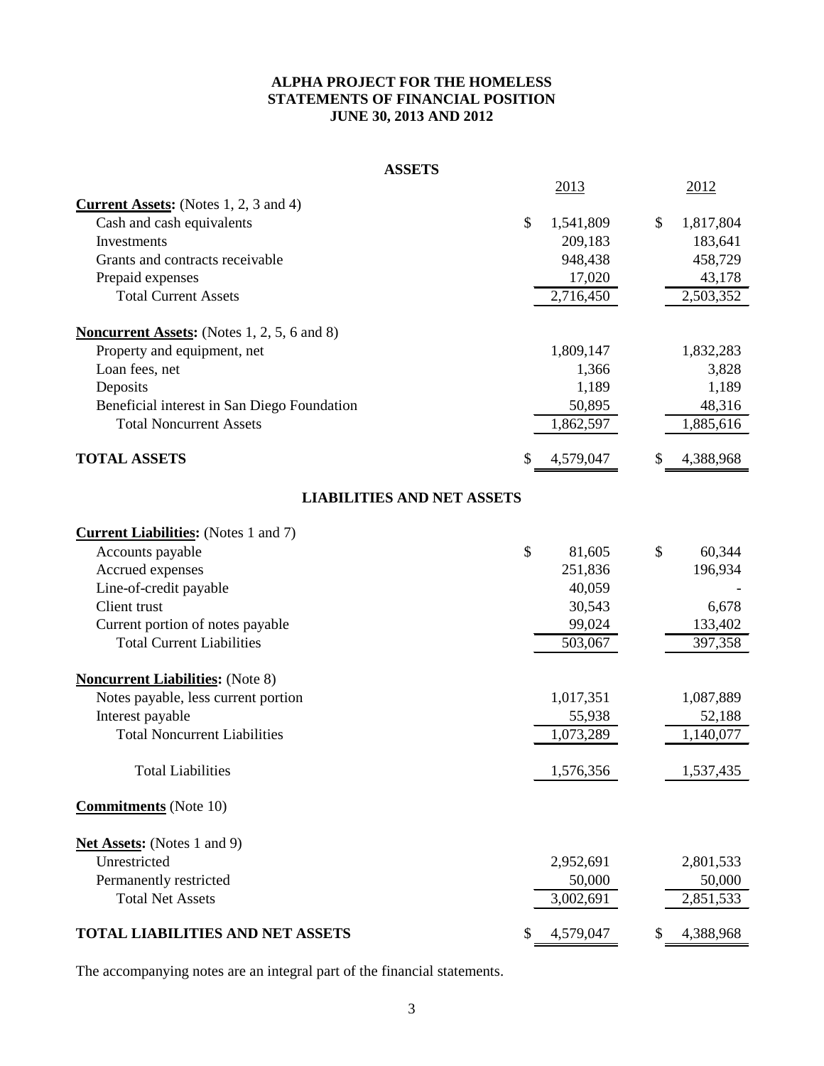# ALPHA PROJECT FOR THE HOMELESS
## STATEMENTS OF FINANCIAL POSITION
## JUNE 30, 2013 AND 2012

### ASSETS

| | 2013 | 2012 |
|---|---|---|
| **Current Assets:** (Notes 1, 2, 3 and 4) | | |
| Cash and cash equivalents | $ 1,541,809 | $ 1,817,804 |
| Investments | 209,183 | 183,641 |
| Grants and contracts receivable | 948,438 | 458,729 |
| Prepaid expenses | 17,020 | 43,178 |
| Total Current Assets | 2,716,450 | 2,503,352 |
| **Noncurrent Assets:** (Notes 1, 2, 5, 6 and 8) | | |
| Property and equipment, net | 1,809,147 | 1,832,283 |
| Loan fees, net | 1,366 | 3,828 |
| Deposits | 1,189 | 1,189 |
| Beneficial interest in San Diego Foundation | 50,895 | 48,316 |
| Total Noncurrent Assets | 1,862,597 | 1,885,616 |
| **TOTAL ASSETS** | $ 4,579,047 | $ 4,388,968 |

### LIABILITIES AND NET ASSETS

| | 2013 | 2012 |
|---|---|---|
| **Current Liabilities:** (Notes 1 and 7) | | |
| Accounts payable | $ 81,605 | $ 60,344 |
| Accrued expenses | 251,836 | 196,934 |
| Line-of-credit payable | 40,059 | - |
| Client trust | 30,543 | 6,678 |
| Current portion of notes payable | 99,024 | 133,402 |
| Total Current Liabilities | 503,067 | 397,358 |
| **Noncurrent Liabilities:** (Note 8) | | |
| Notes payable, less current portion | 1,017,351 | 1,087,889 |
| Interest payable | 55,938 | 52,188 |
| Total Noncurrent Liabilities | 1,073,289 | 1,140,077 |
| Total Liabilities | 1,576,356 | 1,537,435 |
| **Commitments** (Note 10) | | |
| **Net Assets:** (Notes 1 and 9) | | |
| Unrestricted | 2,952,691 | 2,801,533 |
| Permanently restricted | 50,000 | 50,000 |
| Total Net Assets | 3,002,691 | 2,851,533 |
| **TOTAL LIABILITIES AND NET ASSETS** | $ 4,579,047 | $ 4,388,968 |

The accompanying notes are an integral part of the financial statements.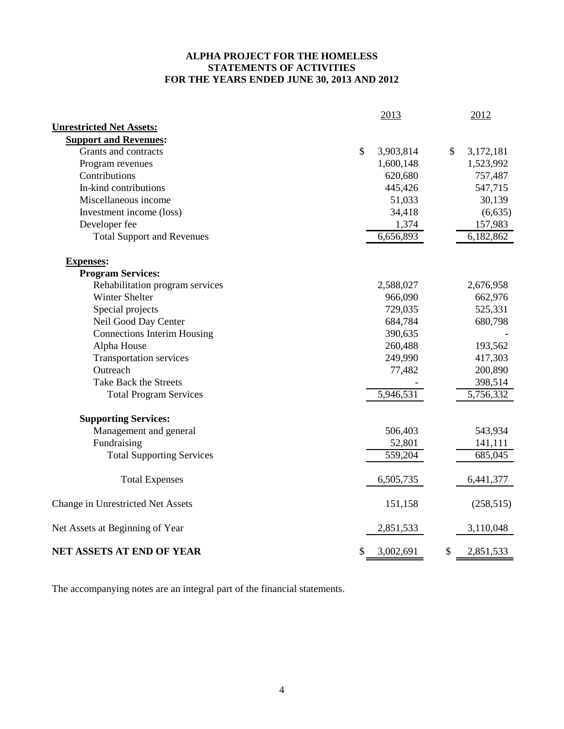**ALPHA PROJECT FOR THE HOMELESS**
**STATEMENTS OF ACTIVITIES**
**FOR THE YEARS ENDED JUNE 30, 2013 AND 2012**

| | 2013 | 2012 |
|---|---|---|
| **Unrestricted Net Assets:** | | |
| **Support and Revenues:** | | |
| Grants and contracts | $ 3,903,814 | $ 3,172,181 |
| Program revenues | 1,600,148 | 1,523,992 |
| Contributions | 620,680 | 757,487 |
| In-kind contributions | 445,426 | 547,715 |
| Miscellaneous income | 51,033 | 30,139 |
| Investment income (loss) | 34,418 | (6,635) |
| Developer fee | 1,374 | 157,983 |
| Total Support and Revenues | 6,656,893 | 6,182,862 |
| **Expenses:** | | |
| **Program Services:** | | |
| Rehabilitation program services | 2,588,027 | 2,676,958 |
| Winter Shelter | 966,090 | 662,976 |
| Special projects | 729,035 | 525,331 |
| Neil Good Day Center | 684,784 | 680,798 |
| Connections Interim Housing | 390,635 | - |
| Alpha House | 260,488 | 193,562 |
| Transportation services | 249,990 | 417,303 |
| Outreach | 77,482 | 200,890 |
| Take Back the Streets | - | 398,514 |
| Total Program Services | 5,946,531 | 5,756,332 |
| **Supporting Services:** | | |
| Management and general | 506,403 | 543,934 |
| Fundraising | 52,801 | 141,111 |
| Total Supporting Services | 559,204 | 685,045 |
| Total Expenses | 6,505,735 | 6,441,377 |
| Change in Unrestricted Net Assets | 151,158 | (258,515) |
| Net Assets at Beginning of Year | 2,851,533 | 3,110,048 |
| **NET ASSETS AT END OF YEAR** | $ 3,002,691 | $ 2,851,533 |

The accompanying notes are an integral part of the financial statements.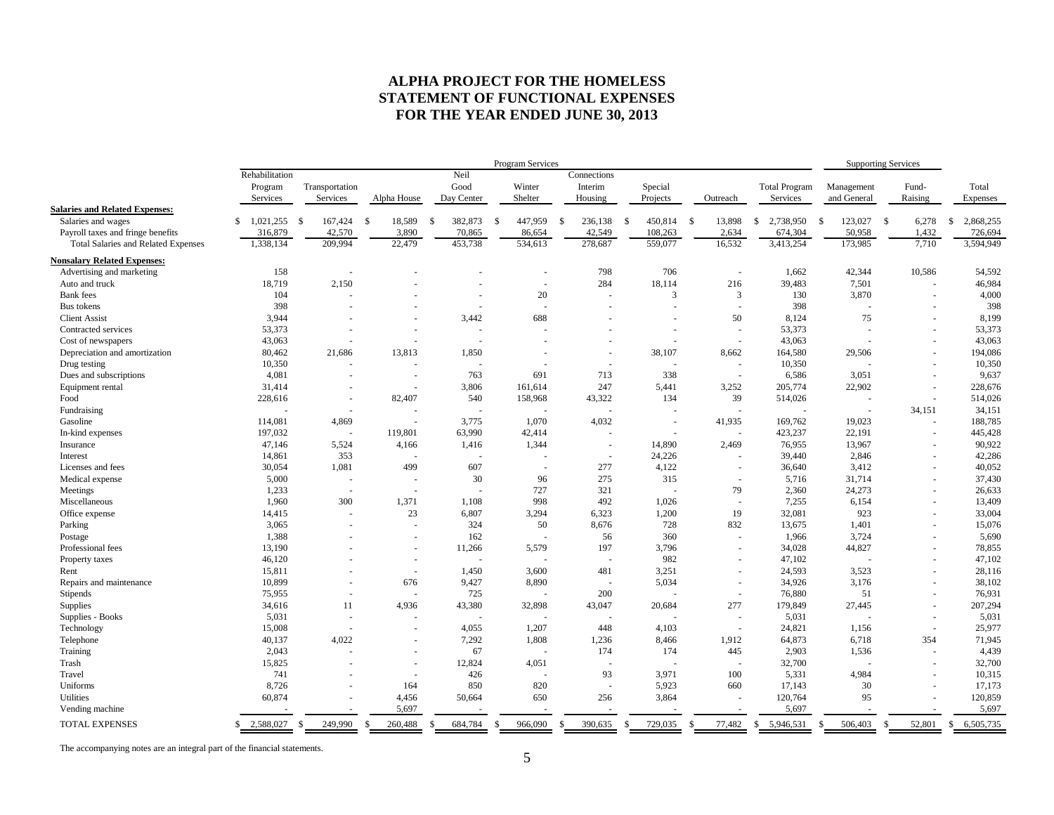# ALPHA PROJECT FOR THE HOMELESS
# STATEMENT OF FUNCTIONAL EXPENSES
# FOR THE YEAR ENDED JUNE 30, 2013

| | Program Services | | | | | | | | | Supporting Services | | |
|---|---|---|---|---|---|---|---|---|---|---|---|---|
| | Rehabilitation Program Services | Transportation Services | Alpha House | Neil Good Day Center | Winter Shelter | Connections Interim Housing | Special Projects | Outreach | Total Program Services | Management and General | Fund-Raising | Total Expenses |
| **Salaries and Related Expenses:** | | | | | | | | | | | | |
| Salaries and wages | $ 1,021,255 | $ 167,424 | $ 18,589 | $ 382,873 | $ 447,959 | $ 236,138 | $ 450,814 | $ 13,898 | $ 2,738,950 | $ 123,027 | $ 6,278 | $ 2,868,255 |
| Payroll taxes and fringe benefits | 316,879 | 42,570 | 3,890 | 70,865 | 86,654 | 42,549 | 108,263 | 2,634 | 674,304 | 50,958 | 1,432 | 726,694 |
| Total Salaries and Related Expenses | 1,338,134 | 209,994 | 22,479 | 453,738 | 534,613 | 278,687 | 559,077 | 16,532 | 3,413,254 | 173,985 | 7,710 | 3,594,949 |
| **Nonsalary Related Expenses:** | | | | | | | | | | | | |
| Advertising and marketing | 158 | - | - | - | - | 798 | 706 | - | 1,662 | 42,344 | 10,586 | 54,592 |
| Auto and truck | 18,719 | 2,150 | - | - | - | 284 | 18,114 | 216 | 39,483 | 7,501 | - | 46,984 |
| Bank fees | 104 | - | - | - | 20 | - | 3 | 3 | 130 | 3,870 | - | 4,000 |
| Bus tokens | 398 | - | - | - | - | - | - | - | 398 | - | - | 398 |
| Client Assist | 3,944 | - | - | 3,442 | 688 | - | - | 50 | 8,124 | 75 | - | 8,199 |
| Contracted services | 53,373 | - | - | - | - | - | - | - | 53,373 | - | - | 53,373 |
| Cost of newspapers | 43,063 | - | - | - | - | - | - | - | 43,063 | - | - | 43,063 |
| Depreciation and amortization | 80,462 | 21,686 | 13,813 | 1,850 | - | - | 38,107 | 8,662 | 164,580 | 29,506 | - | 194,086 |
| Drug testing | 10,350 | - | - | - | - | - | - | - | 10,350 | - | - | 10,350 |
| Dues and subscriptions | 4,081 | - | - | 763 | 691 | 713 | 338 | - | 6,586 | 3,051 | - | 9,637 |
| Equipment rental | 31,414 | - | - | 3,806 | 161,614 | 247 | 5,441 | 3,252 | 205,774 | 22,902 | - | 228,676 |
| Food | 228,616 | - | 82,407 | 540 | 158,968 | 43,322 | 134 | 39 | 514,026 | - | - | 514,026 |
| Fundraising | - | - | - | - | - | - | - | - | - | - | 34,151 | 34,151 |
| Gasoline | 114,081 | 4,869 | - | 3,775 | 1,070 | 4,032 | - | 41,935 | 169,762 | 19,023 | - | 188,785 |
| In-kind expenses | 197,032 | - | 119,801 | 63,990 | 42,414 | - | - | - | 423,237 | 22,191 | - | 445,428 |
| Insurance | 47,146 | 5,524 | 4,166 | 1,416 | 1,344 | - | 14,890 | 2,469 | 76,955 | 13,967 | - | 90,922 |
| Interest | 14,861 | 353 | - | - | - | - | 24,226 | - | 39,440 | 2,846 | - | 42,286 |
| Licenses and fees | 30,054 | 1,081 | 499 | 607 | - | 277 | 4,122 | - | 36,640 | 3,412 | - | 40,052 |
| Medical expense | 5,000 | - | - | 30 | 96 | 275 | 315 | - | 5,716 | 31,714 | - | 37,430 |
| Meetings | 1,233 | - | - | - | 727 | 321 | - | 79 | 2,360 | 24,273 | - | 26,633 |
| Miscellaneous | 1,960 | 300 | 1,371 | 1,108 | 998 | 492 | 1,026 | - | 7,255 | 6,154 | - | 13,409 |
| Office expense | 14,415 | - | 23 | 6,807 | 3,294 | 6,323 | 1,200 | 19 | 32,081 | 923 | - | 33,004 |
| Parking | 3,065 | - | - | 324 | 50 | 8,676 | 728 | 832 | 13,675 | 1,401 | - | 15,076 |
| Postage | 1,388 | - | - | 162 | - | 56 | 360 | - | 1,966 | 3,724 | - | 5,690 |
| Professional fees | 13,190 | - | - | 11,266 | 5,579 | 197 | 3,796 | - | 34,028 | 44,827 | - | 78,855 |
| Property taxes | 46,120 | - | - | - | - | - | 982 | - | 47,102 | - | - | 47,102 |
| Rent | 15,811 | - | - | 1,450 | 3,600 | 481 | 3,251 | - | 24,593 | 3,523 | - | 28,116 |
| Repairs and maintenance | 10,899 | - | 676 | 9,427 | 8,890 | - | 5,034 | - | 34,926 | 3,176 | - | 38,102 |
| Stipends | 75,955 | - | - | 725 | - | 200 | - | - | 76,880 | 51 | - | 76,931 |
| Supplies | 34,616 | 11 | 4,936 | 43,380 | 32,898 | 43,047 | 20,684 | 277 | 179,849 | 27,445 | - | 207,294 |
| Supplies - Books | 5,031 | - | - | - | - | - | - | - | 5,031 | - | - | 5,031 |
| Technology | 15,008 | - | - | 4,055 | 1,207 | 448 | 4,103 | - | 24,821 | 1,156 | - | 25,977 |
| Telephone | 40,137 | 4,022 | - | 7,292 | 1,808 | 1,236 | 8,466 | 1,912 | 64,873 | 6,718 | 354 | 71,945 |
| Training | 2,043 | - | - | 67 | - | 174 | 174 | 445 | 2,903 | 1,536 | - | 4,439 |
| Trash | 15,825 | - | - | 12,824 | 4,051 | - | - | - | 32,700 | - | - | 32,700 |
| Travel | 741 | - | - | 426 | - | 93 | 3,971 | 100 | 5,331 | 4,984 | - | 10,315 |
| Uniforms | 8,726 | - | 164 | 850 | 820 | - | 5,923 | 660 | 17,143 | 30 | - | 17,173 |
| Utilities | 60,874 | - | 4,456 | 50,664 | 650 | 256 | 3,864 | - | 120,764 | 95 | - | 120,859 |
| Vending machine | - | - | 5,697 | - | - | - | - | - | 5,697 | - | - | 5,697 |
| TOTAL EXPENSES | $ 2,588,027 | $ 249,990 | $ 260,488 | $ 684,784 | $ 966,090 | $ 390,635 | $ 729,035 | $ 77,482 | $ 5,946,531 | $ 506,403 | $ 52,801 | $ 6,505,735 |

The accompanying notes are an integral part of the financial statements.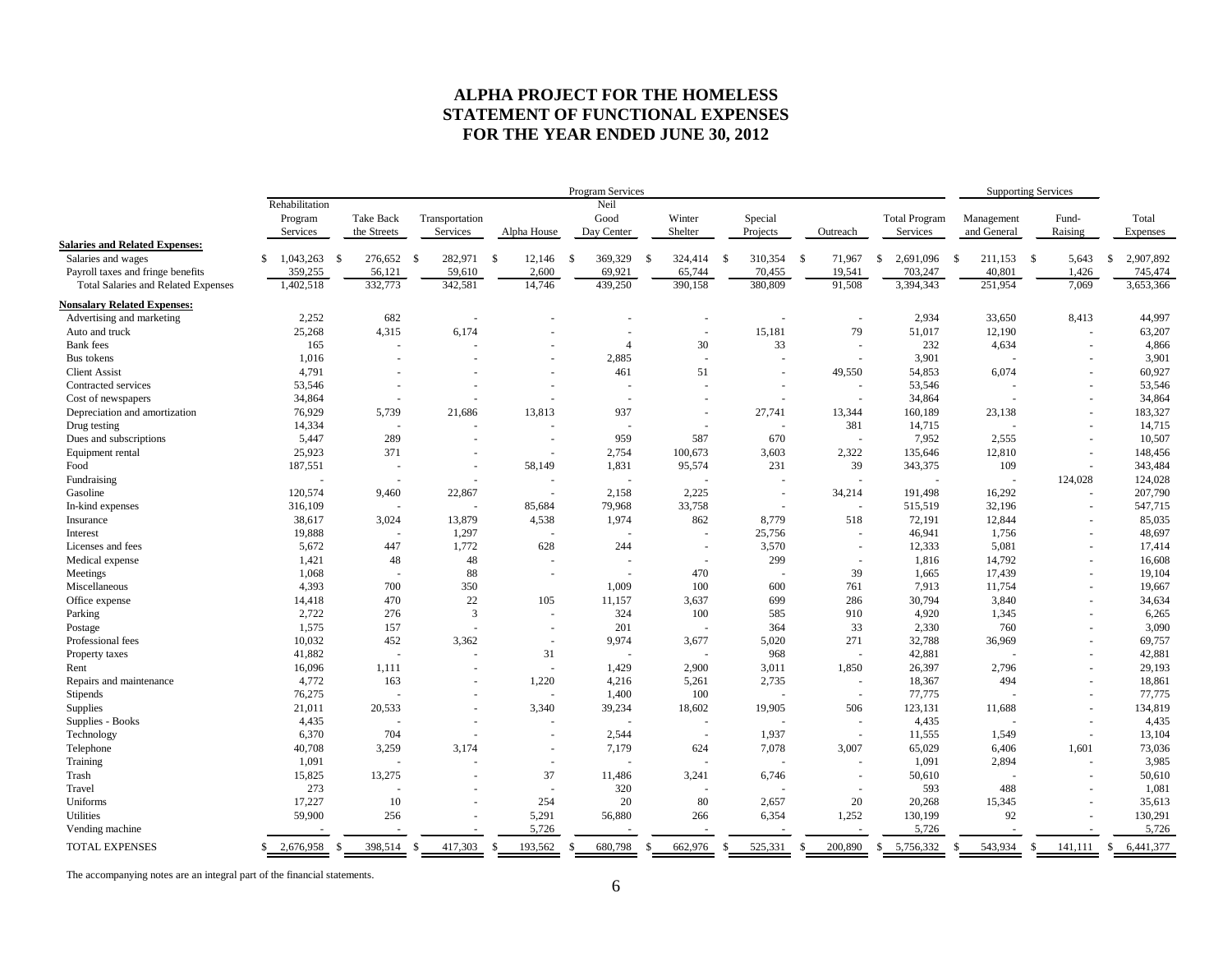# ALPHA PROJECT FOR THE HOMELESS
# STATEMENT OF FUNCTIONAL EXPENSES
# FOR THE YEAR ENDED JUNE 30, 2012

| | Program Services | | | | | | | | | Supporting Services | | |
|---|---|---|---|---|---|---|---|---|---|---|---|---|
| | Rehabilitation Program Services | Take Back the Streets | Transportation Services | Alpha House | Neil Good Day Center | Winter Shelter | Special Projects | Outreach | Total Program Services | Management and General | Fund-Raising | Total Expenses |
| **Salaries and Related Expenses:** | | | | | | | | | | | | |
| Salaries and wages | $ 1,043,263 | $ 276,652 | $ 282,971 | $ 12,146 | $ 369,329 | $ 324,414 | $ 310,354 | $ 71,967 | $ 2,691,096 | $ 211,153 | $ 5,643 | $ 2,907,892 |
| Payroll taxes and fringe benefits | 359,255 | 56,121 | 59,610 | 2,600 | 69,921 | 65,744 | 70,455 | 19,541 | 703,247 | 40,801 | 1,426 | 745,474 |
| Total Salaries and Related Expenses | 1,402,518 | 332,773 | 342,581 | 14,746 | 439,250 | 390,158 | 380,809 | 91,508 | 3,394,343 | 251,954 | 7,069 | 3,653,366 |
| **Nonsalary Related Expenses:** | | | | | | | | | | | | |
| Advertising and marketing | 2,252 | 682 | - | - | - | - | - | - | 2,934 | 33,650 | 8,413 | 44,997 |
| Auto and truck | 25,268 | 4,315 | 6,174 | - | - | - | 15,181 | 79 | 51,017 | 12,190 | - | 63,207 |
| Bank fees | 165 | - | - | - | 4 | 30 | 33 | - | 232 | 4,634 | - | 4,866 |
| Bus tokens | 1,016 | - | - | - | 2,885 | - | - | - | 3,901 | - | - | 3,901 |
| Client Assist | 4,791 | - | - | - | 461 | 51 | - | 49,550 | 54,853 | 6,074 | - | 60,927 |
| Contracted services | 53,546 | - | - | - | - | - | - | - | 53,546 | - | - | 53,546 |
| Cost of newspapers | 34,864 | - | - | - | - | - | - | - | 34,864 | - | - | 34,864 |
| Depreciation and amortization | 76,929 | 5,739 | 21,686 | 13,813 | 937 | - | 27,741 | 13,344 | 160,189 | 23,138 | - | 183,327 |
| Drug testing | 14,334 | - | - | - | - | - | - | 381 | 14,715 | - | - | 14,715 |
| Dues and subscriptions | 5,447 | 289 | - | - | 959 | 587 | 670 | - | 7,952 | 2,555 | - | 10,507 |
| Equipment rental | 25,923 | 371 | - | - | 2,754 | 100,673 | 3,603 | 2,322 | 135,646 | 12,810 | - | 148,456 |
| Food | 187,551 | - | - | 58,149 | 1,831 | 95,574 | 231 | 39 | 343,375 | 109 | - | 343,484 |
| Fundraising | - | - | - | - | - | - | - | - | - | - | 124,028 | 124,028 |
| Gasoline | 120,574 | 9,460 | 22,867 | - | 2,158 | 2,225 | - | 34,214 | 191,498 | 16,292 | - | 207,790 |
| In-kind expenses | 316,109 | - | - | 85,684 | 79,968 | 33,758 | - | - | 515,519 | 32,196 | - | 547,715 |
| Insurance | 38,617 | 3,024 | 13,879 | 4,538 | 1,974 | 862 | 8,779 | 518 | 72,191 | 12,844 | - | 85,035 |
| Interest | 19,888 | - | 1,297 | - | - | - | 25,756 | - | 46,941 | 1,756 | - | 48,697 |
| Licenses and fees | 5,672 | 447 | 1,772 | 628 | 244 | - | 3,570 | - | 12,333 | 5,081 | - | 17,414 |
| Medical expense | 1,421 | 48 | 48 | - | - | - | 299 | - | 1,816 | 14,792 | - | 16,608 |
| Meetings | 1,068 | - | 88 | - | - | 470 | - | 39 | 1,665 | 17,439 | - | 19,104 |
| Miscellaneous | 4,393 | 700 | 350 | | 1,009 | 100 | 600 | 761 | 7,913 | 11,754 | - | 19,667 |
| Office expense | 14,418 | 470 | 22 | 105 | 11,157 | 3,637 | 699 | 286 | 30,794 | 3,840 | - | 34,634 |
| Parking | 2,722 | 276 | 3 | - | 324 | 100 | 585 | 910 | 4,920 | 1,345 | - | 6,265 |
| Postage | 1,575 | 157 | - | - | 201 | - | 364 | 33 | 2,330 | 760 | - | 3,090 |
| Professional fees | 10,032 | 452 | 3,362 | - | 9,974 | 3,677 | 5,020 | 271 | 32,788 | 36,969 | - | 69,757 |
| Property taxes | 41,882 | - | - | 31 | - | - | 968 | - | 42,881 | - | - | 42,881 |
| Rent | 16,096 | 1,111 | - | - | 1,429 | 2,900 | 3,011 | 1,850 | 26,397 | 2,796 | - | 29,193 |
| Repairs and maintenance | 4,772 | 163 | - | 1,220 | 4,216 | 5,261 | 2,735 | - | 18,367 | 494 | - | 18,861 |
| Stipends | 76,275 | - | - | - | 1,400 | 100 | - | - | 77,775 | - | - | 77,775 |
| Supplies | 21,011 | 20,533 | - | 3,340 | 39,234 | 18,602 | 19,905 | 506 | 123,131 | 11,688 | - | 134,819 |
| Supplies - Books | 4,435 | - | - | - | - | - | - | - | 4,435 | - | - | 4,435 |
| Technology | 6,370 | 704 | - | - | 2,544 | - | 1,937 | - | 11,555 | 1,549 | - | 13,104 |
| Telephone | 40,708 | 3,259 | 3,174 | - | 7,179 | 624 | 7,078 | 3,007 | 65,029 | 6,406 | 1,601 | 73,036 |
| Training | 1,091 | - | - | - | - | - | - | - | 1,091 | 2,894 | - | 3,985 |
| Trash | 15,825 | 13,275 | - | 37 | 11,486 | 3,241 | 6,746 | - | 50,610 | - | - | 50,610 |
| Travel | 273 | - | - | - | 320 | - | - | - | 593 | 488 | - | 1,081 |
| Uniforms | 17,227 | 10 | - | 254 | 20 | 80 | 2,657 | 20 | 20,268 | 15,345 | - | 35,613 |
| Utilities | 59,900 | 256 | - | 5,291 | 56,880 | 266 | 6,354 | 1,252 | 130,199 | 92 | - | 130,291 |
| Vending machine | - | - | - | 5,726 | - | - | - | - | 5,726 | - | - | 5,726 |
| TOTAL EXPENSES | $ 2,676,958 | $ 398,514 | $ 417,303 | $ 193,562 | $ 680,798 | $ 662,976 | $ 525,331 | $ 200,890 | $ 5,756,332 | $ 543,934 | $ 141,111 | $ 6,441,377 |

The accompanying notes are an integral part of the financial statements.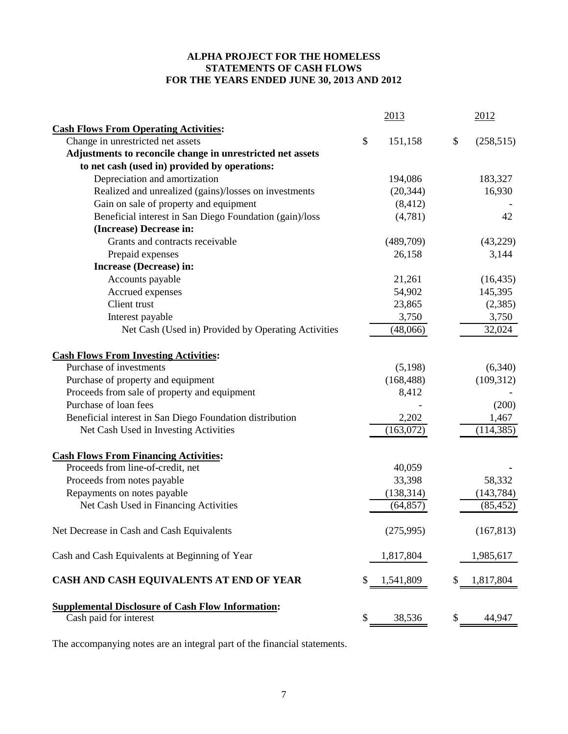# ALPHA PROJECT FOR THE HOMELESS
## STATEMENTS OF CASH FLOWS
## FOR THE YEARS ENDED JUNE 30, 2013 AND 2012

| | 2013 | 2012 |
|---|---|---|
| **Cash Flows From Operating Activities:** | | |
| Change in unrestricted net assets | $ 151,158 | $ (258,515) |
| **Adjustments to reconcile change in unrestricted net assets to net cash (used in) provided by operations:** | | |
| Depreciation and amortization | 194,086 | 183,327 |
| Realized and unrealized (gains)/losses on investments | (20,344) | 16,930 |
| Gain on sale of property and equipment | (8,412) | - |
| Beneficial interest in San Diego Foundation (gain)/loss | (4,781) | 42 |
| **(Increase) Decrease in:** | | |
| Grants and contracts receivable | (489,709) | (43,229) |
| Prepaid expenses | 26,158 | 3,144 |
| **Increase (Decrease) in:** | | |
| Accounts payable | 21,261 | (16,435) |
| Accrued expenses | 54,902 | 145,395 |
| Client trust | 23,865 | (2,385) |
| Interest payable | 3,750 | 3,750 |
| Net Cash (Used in) Provided by Operating Activities | (48,066) | 32,024 |
| **Cash Flows From Investing Activities:** | | |
| Purchase of investments | (5,198) | (6,340) |
| Purchase of property and equipment | (168,488) | (109,312) |
| Proceeds from sale of property and equipment | 8,412 | - |
| Purchase of loan fees | - | (200) |
| Beneficial interest in San Diego Foundation distribution | 2,202 | 1,467 |
| Net Cash Used in Investing Activities | (163,072) | (114,385) |
| **Cash Flows From Financing Activities:** | | |
| Proceeds from line-of-credit, net | 40,059 | - |
| Proceeds from notes payable | 33,398 | 58,332 |
| Repayments on notes payable | (138,314) | (143,784) |
| Net Cash Used in Financing Activities | (64,857) | (85,452) |
| Net Decrease in Cash and Cash Equivalents | (275,995) | (167,813) |
| Cash and Cash Equivalents at Beginning of Year | 1,817,804 | 1,985,617 |
| **CASH AND CASH EQUIVALENTS AT END OF YEAR** | $ 1,541,809 | $ 1,817,804 |
| **Supplemental Disclosure of Cash Flow Information:** | | |
| Cash paid for interest | $ 38,536 | $ 44,947 |

The accompanying notes are an integral part of the financial statements.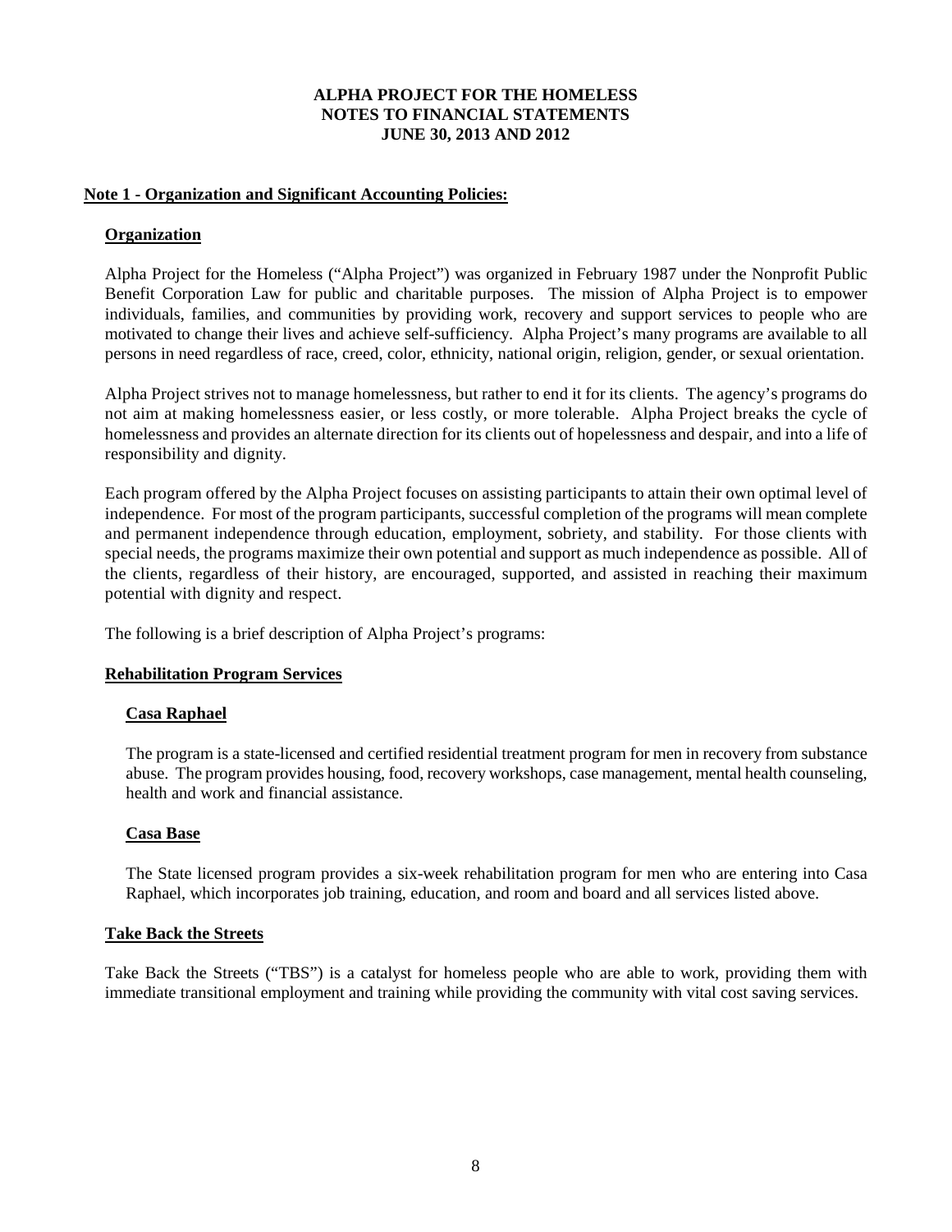**ALPHA PROJECT FOR THE HOMELESS**
**NOTES TO FINANCIAL STATEMENTS**
**JUNE 30, 2013 AND 2012**

## Note 1 - Organization and Significant Accounting Policies:

### Organization

Alpha Project for the Homeless ("Alpha Project") was organized in February 1987 under the Nonprofit Public Benefit Corporation Law for public and charitable purposes. The mission of Alpha Project is to empower individuals, families, and communities by providing work, recovery and support services to people who are motivated to change their lives and achieve self-sufficiency. Alpha Project's many programs are available to all persons in need regardless of race, creed, color, ethnicity, national origin, religion, gender, or sexual orientation.

Alpha Project strives not to manage homelessness, but rather to end it for its clients. The agency's programs do not aim at making homelessness easier, or less costly, or more tolerable. Alpha Project breaks the cycle of homelessness and provides an alternate direction for its clients out of hopelessness and despair, and into a life of responsibility and dignity.

Each program offered by the Alpha Project focuses on assisting participants to attain their own optimal level of independence. For most of the program participants, successful completion of the programs will mean complete and permanent independence through education, employment, sobriety, and stability. For those clients with special needs, the programs maximize their own potential and support as much independence as possible. All of the clients, regardless of their history, are encouraged, supported, and assisted in reaching their maximum potential with dignity and respect.

The following is a brief description of Alpha Project's programs:

### Rehabilitation Program Services

#### Casa Raphael

The program is a state-licensed and certified residential treatment program for men in recovery from substance abuse. The program provides housing, food, recovery workshops, case management, mental health counseling, health and work and financial assistance.

#### Casa Base

The State licensed program provides a six-week rehabilitation program for men who are entering into Casa Raphael, which incorporates job training, education, and room and board and all services listed above.

### Take Back the Streets

Take Back the Streets ("TBS") is a catalyst for homeless people who are able to work, providing them with immediate transitional employment and training while providing the community with vital cost saving services.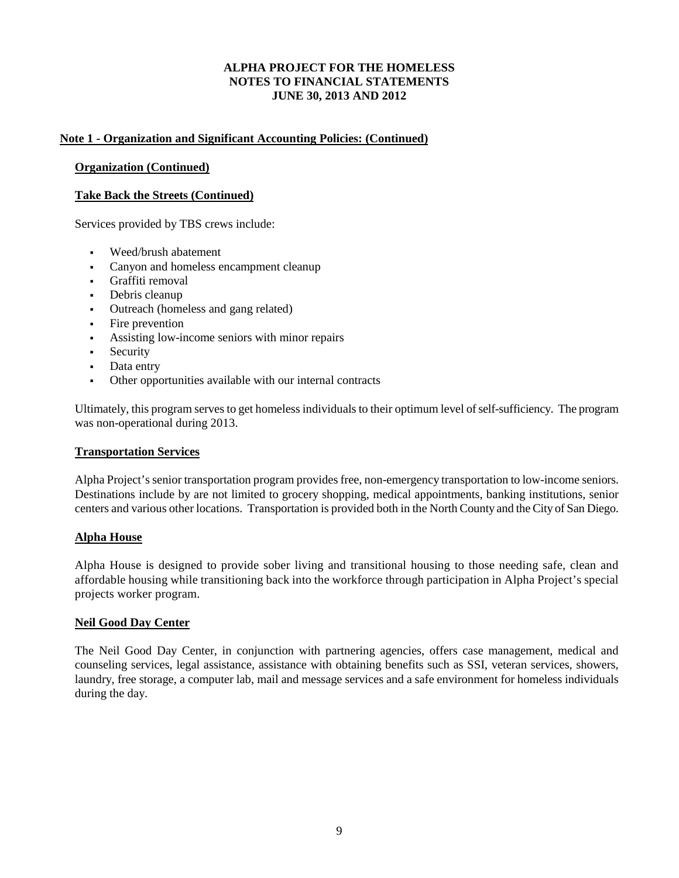**ALPHA PROJECT FOR THE HOMELESS**
**NOTES TO FINANCIAL STATEMENTS**
**JUNE 30, 2013 AND 2012**

## Note 1 - Organization and Significant Accounting Policies: (Continued)

### Organization (Continued)

### Take Back the Streets (Continued)

Services provided by TBS crews include:

- Weed/brush abatement
- Canyon and homeless encampment cleanup
- Graffiti removal
- Debris cleanup
- Outreach (homeless and gang related)
- Fire prevention
- Assisting low-income seniors with minor repairs
- Security
- Data entry
- Other opportunities available with our internal contracts

Ultimately, this program serves to get homeless individuals to their optimum level of self-sufficiency. The program was non-operational during 2013.

### Transportation Services

Alpha Project's senior transportation program provides free, non-emergency transportation to low-income seniors. Destinations include by are not limited to grocery shopping, medical appointments, banking institutions, senior centers and various other locations. Transportation is provided both in the North County and the City of San Diego.

### Alpha House

Alpha House is designed to provide sober living and transitional housing to those needing safe, clean and affordable housing while transitioning back into the workforce through participation in Alpha Project's special projects worker program.

### Neil Good Day Center

The Neil Good Day Center, in conjunction with partnering agencies, offers case management, medical and counseling services, legal assistance, assistance with obtaining benefits such as SSI, veteran services, showers, laundry, free storage, a computer lab, mail and message services and a safe environment for homeless individuals during the day.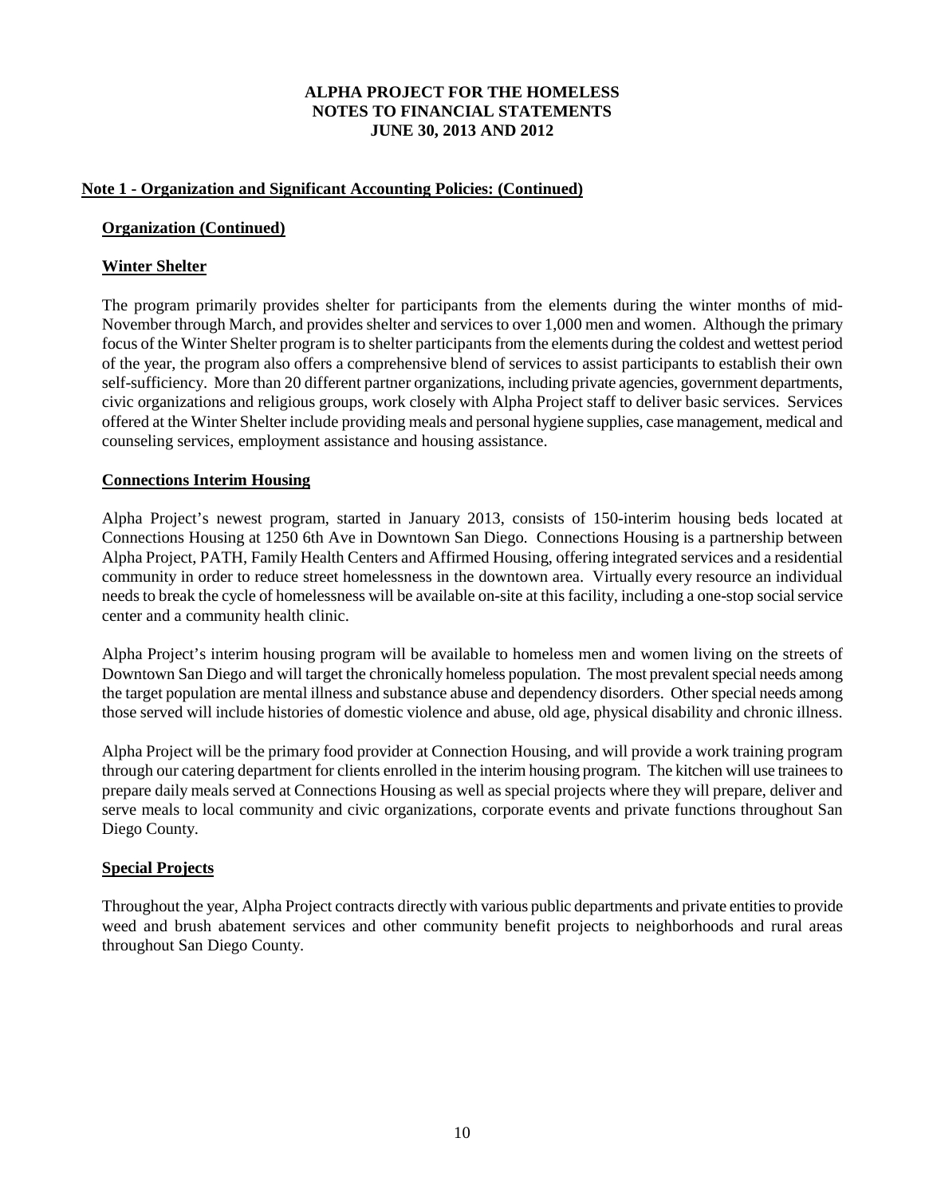## Note 1 - Organization and Significant Accounting Policies: (Continued)

### Organization (Continued)

### Winter Shelter

The program primarily provides shelter for participants from the elements during the winter months of mid-November through March, and provides shelter and services to over 1,000 men and women. Although the primary focus of the Winter Shelter program is to shelter participants from the elements during the coldest and wettest period of the year, the program also offers a comprehensive blend of services to assist participants to establish their own self-sufficiency. More than 20 different partner organizations, including private agencies, government departments, civic organizations and religious groups, work closely with Alpha Project staff to deliver basic services. Services offered at the Winter Shelter include providing meals and personal hygiene supplies, case management, medical and counseling services, employment assistance and housing assistance.

### Connections Interim Housing

Alpha Project's newest program, started in January 2013, consists of 150-interim housing beds located at Connections Housing at 1250 6th Ave in Downtown San Diego. Connections Housing is a partnership between Alpha Project, PATH, Family Health Centers and Affirmed Housing, offering integrated services and a residential community in order to reduce street homelessness in the downtown area. Virtually every resource an individual needs to break the cycle of homelessness will be available on-site at this facility, including a one-stop social service center and a community health clinic.

Alpha Project's interim housing program will be available to homeless men and women living on the streets of Downtown San Diego and will target the chronically homeless population. The most prevalent special needs among the target population are mental illness and substance abuse and dependency disorders. Other special needs among those served will include histories of domestic violence and abuse, old age, physical disability and chronic illness.

Alpha Project will be the primary food provider at Connection Housing, and will provide a work training program through our catering department for clients enrolled in the interim housing program. The kitchen will use trainees to prepare daily meals served at Connections Housing as well as special projects where they will prepare, deliver and serve meals to local community and civic organizations, corporate events and private functions throughout San Diego County.

### Special Projects

Throughout the year, Alpha Project contracts directly with various public departments and private entities to provide weed and brush abatement services and other community benefit projects to neighborhoods and rural areas throughout San Diego County.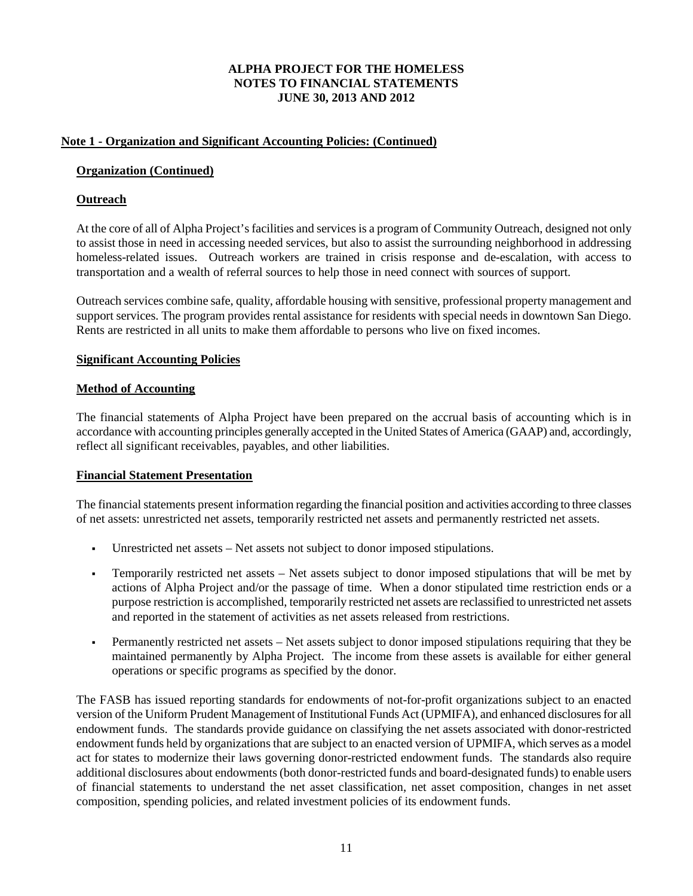**ALPHA PROJECT FOR THE HOMELESS**
**NOTES TO FINANCIAL STATEMENTS**
**JUNE 30, 2013 AND 2012**

## Note 1 - Organization and Significant Accounting Policies: (Continued)

### Organization (Continued)

### Outreach

At the core of all of Alpha Project's facilities and services is a program of Community Outreach, designed not only to assist those in need in accessing needed services, but also to assist the surrounding neighborhood in addressing homeless-related issues. Outreach workers are trained in crisis response and de-escalation, with access to transportation and a wealth of referral sources to help those in need connect with sources of support.

Outreach services combine safe, quality, affordable housing with sensitive, professional property management and support services. The program provides rental assistance for residents with special needs in downtown San Diego. Rents are restricted in all units to make them affordable to persons who live on fixed incomes.

### Significant Accounting Policies

### Method of Accounting

The financial statements of Alpha Project have been prepared on the accrual basis of accounting which is in accordance with accounting principles generally accepted in the United States of America (GAAP) and, accordingly, reflect all significant receivables, payables, and other liabilities.

### Financial Statement Presentation

The financial statements present information regarding the financial position and activities according to three classes of net assets: unrestricted net assets, temporarily restricted net assets and permanently restricted net assets.

- Unrestricted net assets – Net assets not subject to donor imposed stipulations.
- Temporarily restricted net assets – Net assets subject to donor imposed stipulations that will be met by actions of Alpha Project and/or the passage of time. When a donor stipulated time restriction ends or a purpose restriction is accomplished, temporarily restricted net assets are reclassified to unrestricted net assets and reported in the statement of activities as net assets released from restrictions.
- Permanently restricted net assets – Net assets subject to donor imposed stipulations requiring that they be maintained permanently by Alpha Project. The income from these assets is available for either general operations or specific programs as specified by the donor.

The FASB has issued reporting standards for endowments of not-for-profit organizations subject to an enacted version of the Uniform Prudent Management of Institutional Funds Act (UPMIFA), and enhanced disclosures for all endowment funds. The standards provide guidance on classifying the net assets associated with donor-restricted endowment funds held by organizations that are subject to an enacted version of UPMIFA, which serves as a model act for states to modernize their laws governing donor-restricted endowment funds. The standards also require additional disclosures about endowments (both donor-restricted funds and board-designated funds) to enable users of financial statements to understand the net asset classification, net asset composition, changes in net asset composition, spending policies, and related investment policies of its endowment funds.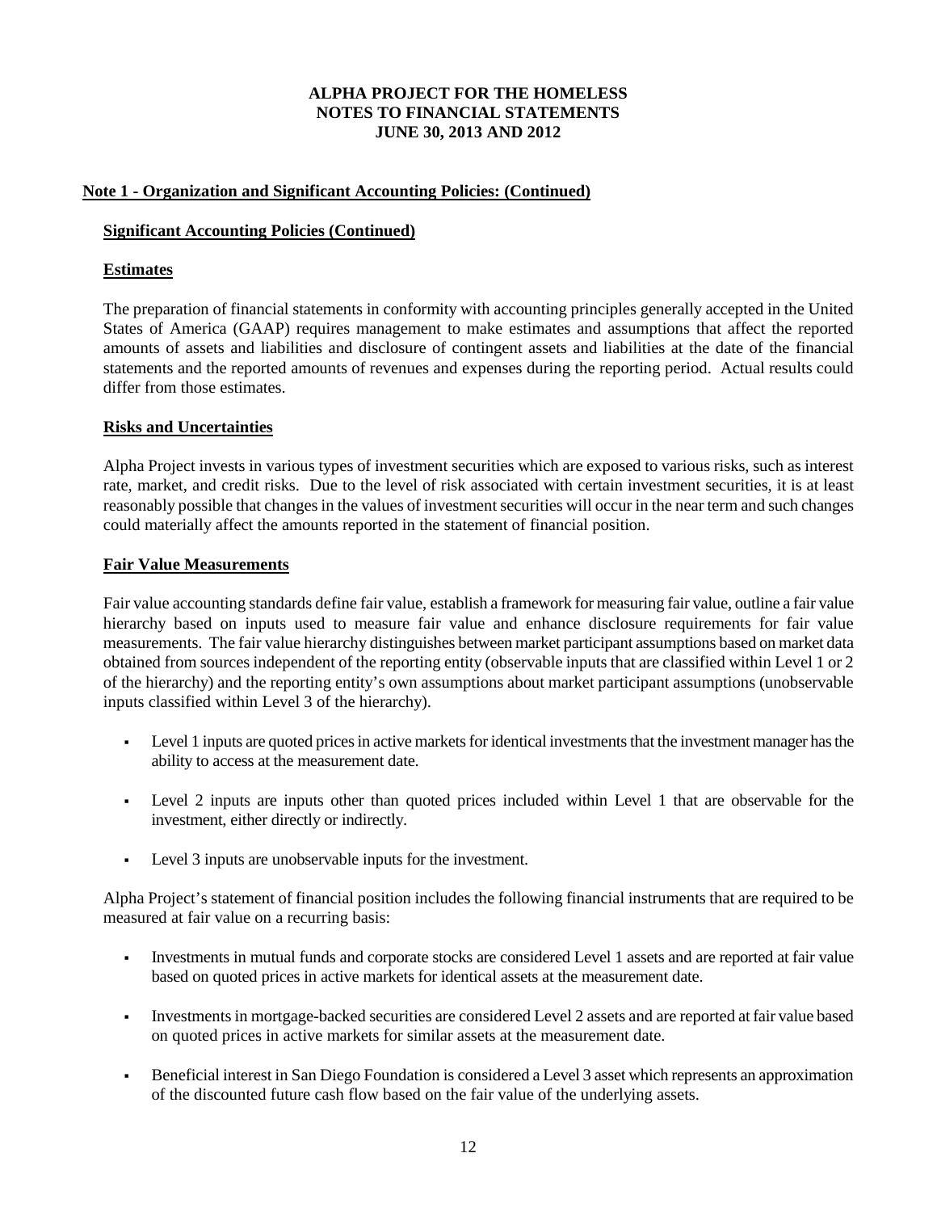# ALPHA PROJECT FOR THE HOMELESS
# NOTES TO FINANCIAL STATEMENTS
# JUNE 30, 2013 AND 2012

## Note 1 - Organization and Significant Accounting Policies: (Continued)

### Significant Accounting Policies (Continued)

### Estimates

The preparation of financial statements in conformity with accounting principles generally accepted in the United States of America (GAAP) requires management to make estimates and assumptions that affect the reported amounts of assets and liabilities and disclosure of contingent assets and liabilities at the date of the financial statements and the reported amounts of revenues and expenses during the reporting period. Actual results could differ from those estimates.

### Risks and Uncertainties

Alpha Project invests in various types of investment securities which are exposed to various risks, such as interest rate, market, and credit risks. Due to the level of risk associated with certain investment securities, it is at least reasonably possible that changes in the values of investment securities will occur in the near term and such changes could materially affect the amounts reported in the statement of financial position.

### Fair Value Measurements

Fair value accounting standards define fair value, establish a framework for measuring fair value, outline a fair value hierarchy based on inputs used to measure fair value and enhance disclosure requirements for fair value measurements. The fair value hierarchy distinguishes between market participant assumptions based on market data obtained from sources independent of the reporting entity (observable inputs that are classified within Level 1 or 2 of the hierarchy) and the reporting entity's own assumptions about market participant assumptions (unobservable inputs classified within Level 3 of the hierarchy).

- Level 1 inputs are quoted prices in active markets for identical investments that the investment manager has the ability to access at the measurement date.
- Level 2 inputs are inputs other than quoted prices included within Level 1 that are observable for the investment, either directly or indirectly.
- Level 3 inputs are unobservable inputs for the investment.

Alpha Project's statement of financial position includes the following financial instruments that are required to be measured at fair value on a recurring basis:

- Investments in mutual funds and corporate stocks are considered Level 1 assets and are reported at fair value based on quoted prices in active markets for identical assets at the measurement date.
- Investments in mortgage-backed securities are considered Level 2 assets and are reported at fair value based on quoted prices in active markets for similar assets at the measurement date.
- Beneficial interest in San Diego Foundation is considered a Level 3 asset which represents an approximation of the discounted future cash flow based on the fair value of the underlying assets.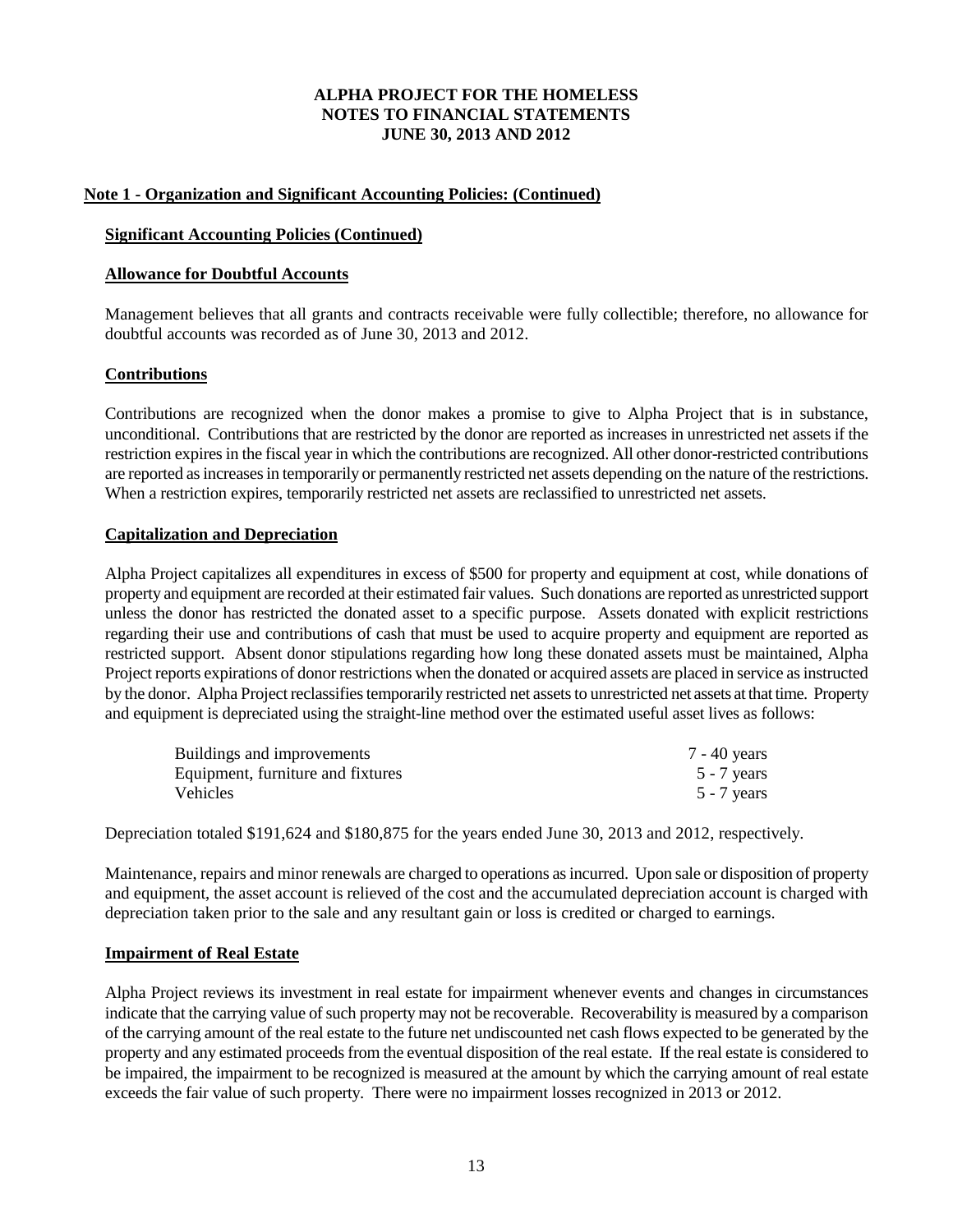# ALPHA PROJECT FOR THE HOMELESS
# NOTES TO FINANCIAL STATEMENTS
# JUNE 30, 2013 AND 2012

## Note 1 - Organization and Significant Accounting Policies: (Continued)

### Significant Accounting Policies (Continued)

### Allowance for Doubtful Accounts

Management believes that all grants and contracts receivable were fully collectible; therefore, no allowance for doubtful accounts was recorded as of June 30, 2013 and 2012.

### Contributions

Contributions are recognized when the donor makes a promise to give to Alpha Project that is in substance, unconditional. Contributions that are restricted by the donor are reported as increases in unrestricted net assets if the restriction expires in the fiscal year in which the contributions are recognized. All other donor-restricted contributions are reported as increases in temporarily or permanently restricted net assets depending on the nature of the restrictions. When a restriction expires, temporarily restricted net assets are reclassified to unrestricted net assets.

### Capitalization and Depreciation

Alpha Project capitalizes all expenditures in excess of $500 for property and equipment at cost, while donations of property and equipment are recorded at their estimated fair values. Such donations are reported as unrestricted support unless the donor has restricted the donated asset to a specific purpose. Assets donated with explicit restrictions regarding their use and contributions of cash that must be used to acquire property and equipment are reported as restricted support. Absent donor stipulations regarding how long these donated assets must be maintained, Alpha Project reports expirations of donor restrictions when the donated or acquired assets are placed in service as instructed by the donor. Alpha Project reclassifies temporarily restricted net assets to unrestricted net assets at that time. Property and equipment is depreciated using the straight-line method over the estimated useful asset lives as follows:

| | |
|---|---|
| Buildings and improvements | 7 - 40 years |
| Equipment, furniture and fixtures | 5 - 7 years |
| Vehicles | 5 - 7 years |

Depreciation totaled $191,624 and $180,875 for the years ended June 30, 2013 and 2012, respectively.

Maintenance, repairs and minor renewals are charged to operations as incurred. Upon sale or disposition of property and equipment, the asset account is relieved of the cost and the accumulated depreciation account is charged with depreciation taken prior to the sale and any resultant gain or loss is credited or charged to earnings.

### Impairment of Real Estate

Alpha Project reviews its investment in real estate for impairment whenever events and changes in circumstances indicate that the carrying value of such property may not be recoverable. Recoverability is measured by a comparison of the carrying amount of the real estate to the future net undiscounted net cash flows expected to be generated by the property and any estimated proceeds from the eventual disposition of the real estate. If the real estate is considered to be impaired, the impairment to be recognized is measured at the amount by which the carrying amount of real estate exceeds the fair value of such property. There were no impairment losses recognized in 2013 or 2012.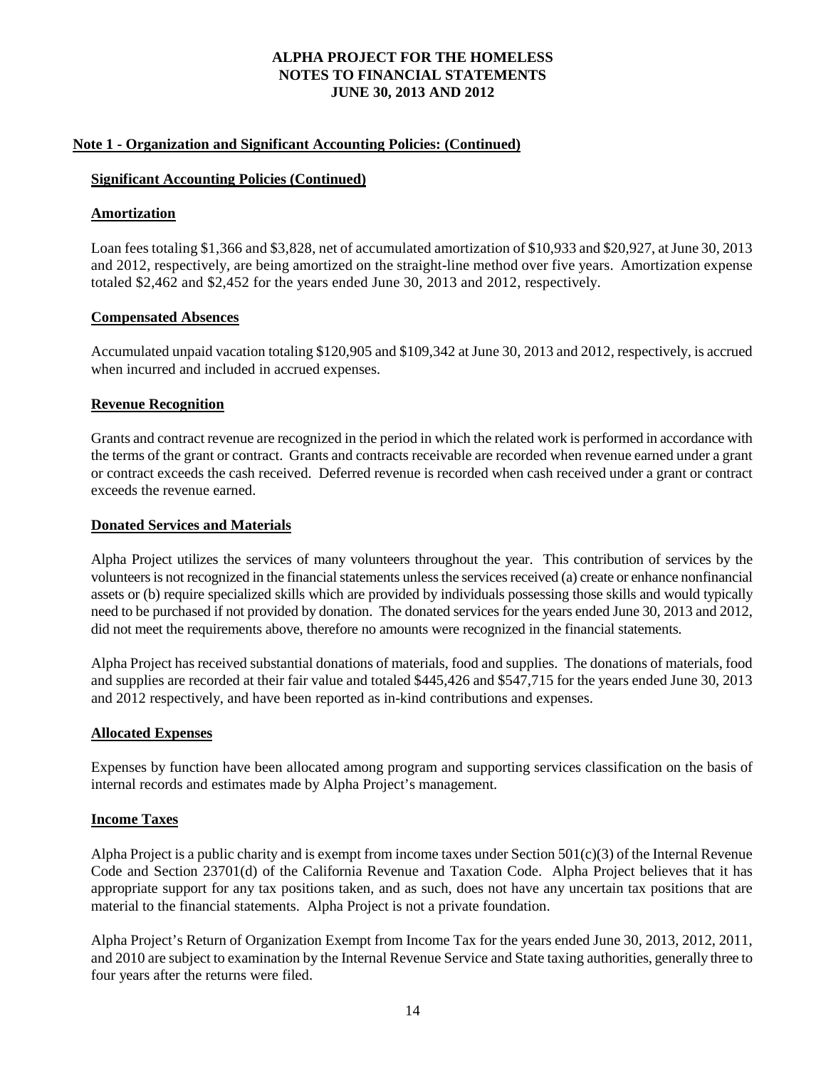# ALPHA PROJECT FOR THE HOMELESS
# NOTES TO FINANCIAL STATEMENTS
# JUNE 30, 2013 AND 2012

## Note 1 - Organization and Significant Accounting Policies: (Continued)

### Significant Accounting Policies (Continued)

### Amortization

Loan fees totaling $1,366 and $3,828, net of accumulated amortization of $10,933 and $20,927, at June 30, 2013 and 2012, respectively, are being amortized on the straight-line method over five years. Amortization expense totaled $2,462 and $2,452 for the years ended June 30, 2013 and 2012, respectively.

### Compensated Absences

Accumulated unpaid vacation totaling $120,905 and $109,342 at June 30, 2013 and 2012, respectively, is accrued when incurred and included in accrued expenses.

### Revenue Recognition

Grants and contract revenue are recognized in the period in which the related work is performed in accordance with the terms of the grant or contract. Grants and contracts receivable are recorded when revenue earned under a grant or contract exceeds the cash received. Deferred revenue is recorded when cash received under a grant or contract exceeds the revenue earned.

### Donated Services and Materials

Alpha Project utilizes the services of many volunteers throughout the year. This contribution of services by the volunteers is not recognized in the financial statements unless the services received (a) create or enhance nonfinancial assets or (b) require specialized skills which are provided by individuals possessing those skills and would typically need to be purchased if not provided by donation. The donated services for the years ended June 30, 2013 and 2012, did not meet the requirements above, therefore no amounts were recognized in the financial statements.

Alpha Project has received substantial donations of materials, food and supplies. The donations of materials, food and supplies are recorded at their fair value and totaled $445,426 and $547,715 for the years ended June 30, 2013 and 2012 respectively, and have been reported as in-kind contributions and expenses.

### Allocated Expenses

Expenses by function have been allocated among program and supporting services classification on the basis of internal records and estimates made by Alpha Project's management.

### Income Taxes

Alpha Project is a public charity and is exempt from income taxes under Section 501(c)(3) of the Internal Revenue Code and Section 23701(d) of the California Revenue and Taxation Code. Alpha Project believes that it has appropriate support for any tax positions taken, and as such, does not have any uncertain tax positions that are material to the financial statements. Alpha Project is not a private foundation.

Alpha Project's Return of Organization Exempt from Income Tax for the years ended June 30, 2013, 2012, 2011, and 2010 are subject to examination by the Internal Revenue Service and State taxing authorities, generally three to four years after the returns were filed.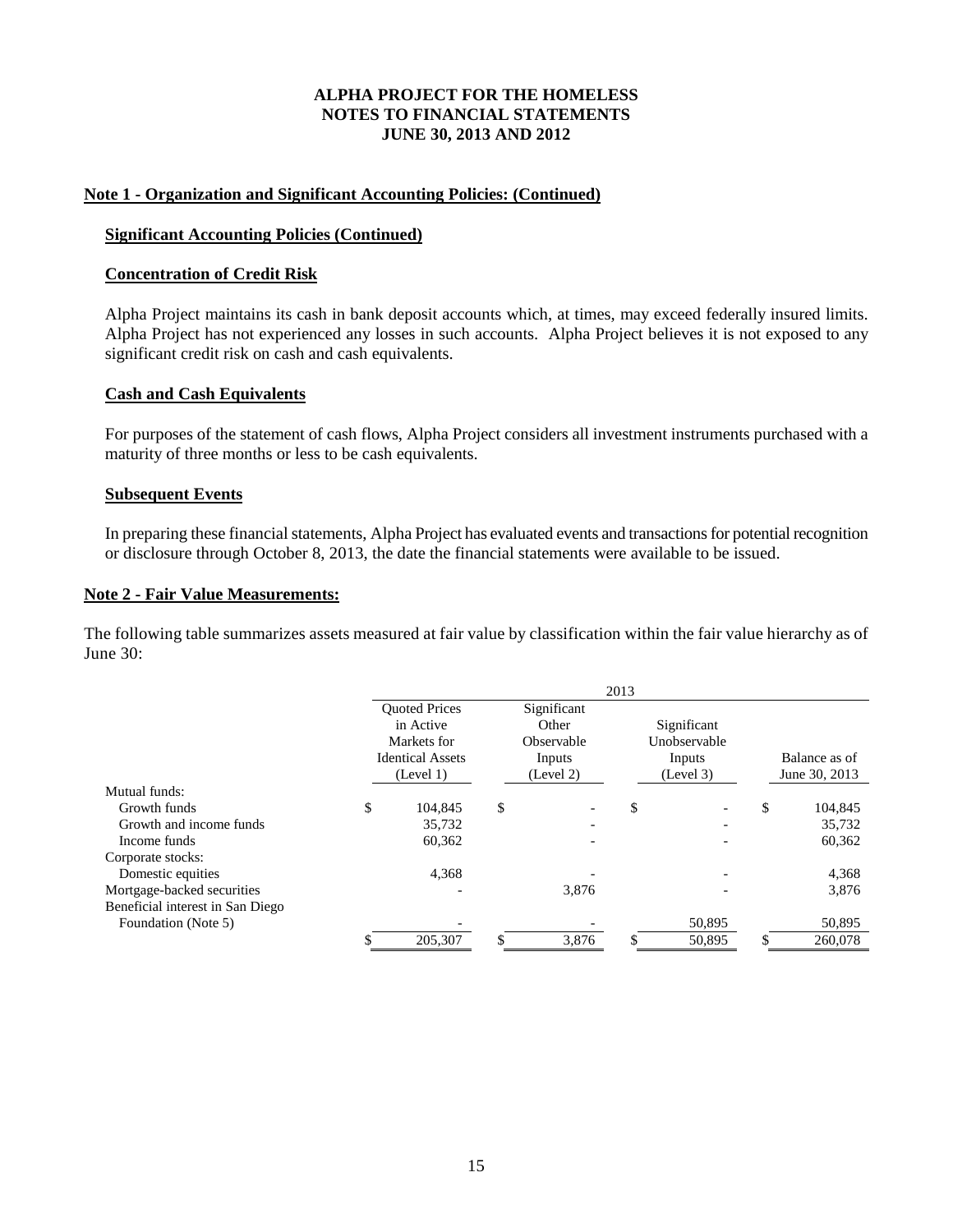**ALPHA PROJECT FOR THE HOMELESS**
**NOTES TO FINANCIAL STATEMENTS**
**JUNE 30, 2013 AND 2012**

## Note 1 - Organization and Significant Accounting Policies: (Continued)

### Significant Accounting Policies (Continued)

### Concentration of Credit Risk

Alpha Project maintains its cash in bank deposit accounts which, at times, may exceed federally insured limits. Alpha Project has not experienced any losses in such accounts. Alpha Project believes it is not exposed to any significant credit risk on cash and cash equivalents.

### Cash and Cash Equivalents

For purposes of the statement of cash flows, Alpha Project considers all investment instruments purchased with a maturity of three months or less to be cash equivalents.

### Subsequent Events

In preparing these financial statements, Alpha Project has evaluated events and transactions for potential recognition or disclosure through October 8, 2013, the date the financial statements were available to be issued.

## Note 2 - Fair Value Measurements:

The following table summarizes assets measured at fair value by classification within the fair value hierarchy as of June 30:

| | 2013 | | | |
|---|---|---|---|---|
| | Quoted Prices in Active Markets for Identical Assets (Level 1) | Significant Other Observable Inputs (Level 2) | Significant Unobservable Inputs (Level 3) | Balance as of June 30, 2013 |
| Mutual funds: | | | | |
| Growth funds | $ 104,845 | $ - | $ - | $ 104,845 |
| Growth and income funds | 35,732 | - | - | 35,732 |
| Income funds | 60,362 | - | - | 60,362 |
| Corporate stocks: | | | | |
| Domestic equities | 4,368 | - | - | 4,368 |
| Mortgage-backed securities | - | 3,876 | - | 3,876 |
| Beneficial interest in San Diego Foundation (Note 5) | - | - | 50,895 | 50,895 |
| | $ 205,307 | $ 3,876 | $ 50,895 | $ 260,078 |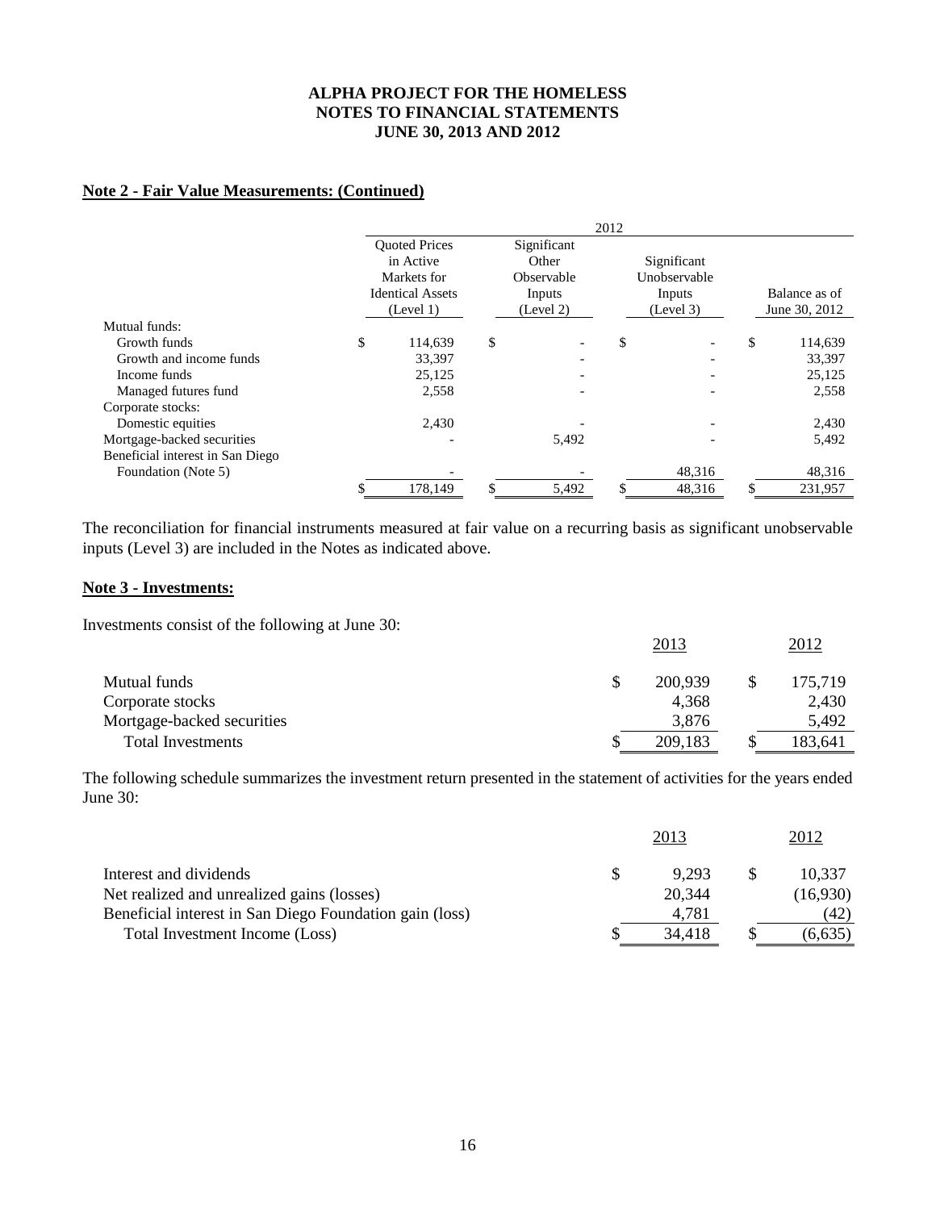# ALPHA PROJECT FOR THE HOMELESS
## NOTES TO FINANCIAL STATEMENTS
### JUNE 30, 2013 AND 2012

**Note 2 - Fair Value Measurements: (Continued)**

| | 2012 | | | |
|---|---|---|---|---|
| | Quoted Prices in Active Markets for Identical Assets (Level 1) | Significant Other Observable Inputs (Level 2) | Significant Unobservable Inputs (Level 3) | Balance as of June 30, 2012 |
| Mutual funds: | | | | |
| Growth funds | $ 114,639 | $ - | $ - | $ 114,639 |
| Growth and income funds | 33,397 | - | - | 33,397 |
| Income funds | 25,125 | - | - | 25,125 |
| Managed futures fund | 2,558 | - | - | 2,558 |
| Corporate stocks: | | | | |
| Domestic equities | 2,430 | - | - | 2,430 |
| Mortgage-backed securities | - | 5,492 | - | 5,492 |
| Beneficial interest in San Diego Foundation (Note 5) | - | - | 48,316 | 48,316 |
| | $ 178,149 | $ 5,492 | $ 48,316 | $ 231,957 |

The reconciliation for financial instruments measured at fair value on a recurring basis as significant unobservable inputs (Level 3) are included in the Notes as indicated above.

**Note 3 - Investments:**

Investments consist of the following at June 30:

| | 2013 | 2012 |
|---|---|---|
| Mutual funds | $ 200,939 | $ 175,719 |
| Corporate stocks | 4,368 | 2,430 |
| Mortgage-backed securities | 3,876 | 5,492 |
| Total Investments | $ 209,183 | $ 183,641 |

The following schedule summarizes the investment return presented in the statement of activities for the years ended June 30:

| | 2013 | 2012 |
|---|---|---|
| Interest and dividends | $ 9,293 | $ 10,337 |
| Net realized and unrealized gains (losses) | 20,344 | (16,930) |
| Beneficial interest in San Diego Foundation gain (loss) | 4,781 | (42) |
| Total Investment Income (Loss) | $ 34,418 | $ (6,635) |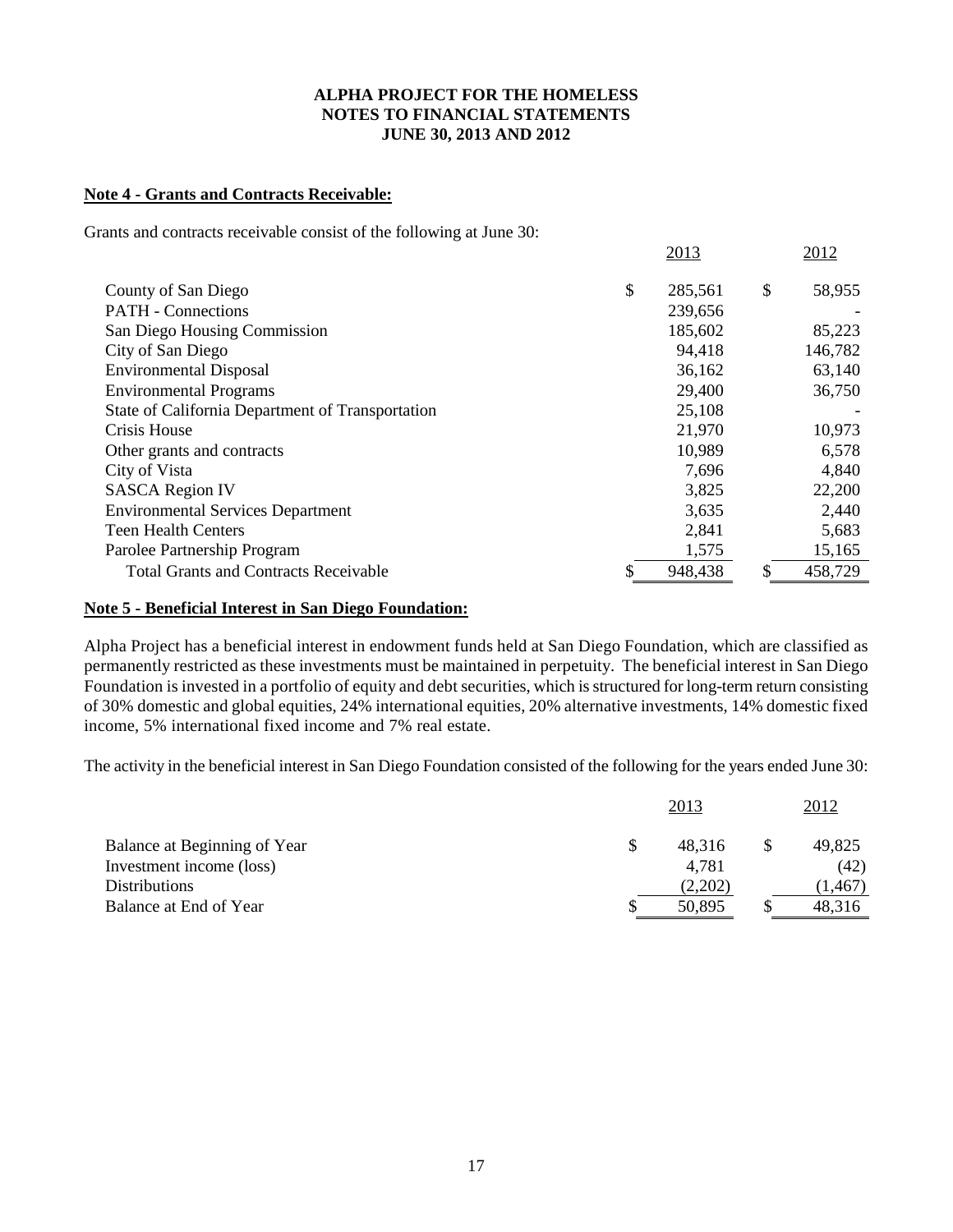**Note 4 - Grants and Contracts Receivable:**

Grants and contracts receivable consist of the following at June 30:

| | 2013 | 2012 |
|---|---|---|
| County of San Diego | $ 285,561 | $ 58,955 |
| PATH - Connections | 239,656 | - |
| San Diego Housing Commission | 185,602 | 85,223 |
| City of San Diego | 94,418 | 146,782 |
| Environmental Disposal | 36,162 | 63,140 |
| Environmental Programs | 29,400 | 36,750 |
| State of California Department of Transportation | 25,108 | - |
| Crisis House | 21,970 | 10,973 |
| Other grants and contracts | 10,989 | 6,578 |
| City of Vista | 7,696 | 4,840 |
| SASCA Region IV | 3,825 | 22,200 |
| Environmental Services Department | 3,635 | 2,440 |
| Teen Health Centers | 2,841 | 5,683 |
| Parolee Partnership Program | 1,575 | 15,165 |
| Total Grants and Contracts Receivable | $ 948,438 | $ 458,729 |

**Note 5 - Beneficial Interest in San Diego Foundation:**

Alpha Project has a beneficial interest in endowment funds held at San Diego Foundation, which are classified as permanently restricted as these investments must be maintained in perpetuity. The beneficial interest in San Diego Foundation is invested in a portfolio of equity and debt securities, which is structured for long-term return consisting of 30% domestic and global equities, 24% international equities, 20% alternative investments, 14% domestic fixed income, 5% international fixed income and 7% real estate.

The activity in the beneficial interest in San Diego Foundation consisted of the following for the years ended June 30:

| | 2013 | 2012 |
|---|---|---|
| Balance at Beginning of Year | $ 48,316 | $ 49,825 |
| Investment income (loss) | 4,781 | (42) |
| Distributions | (2,202) | (1,467) |
| Balance at End of Year | $ 50,895 | $ 48,316 |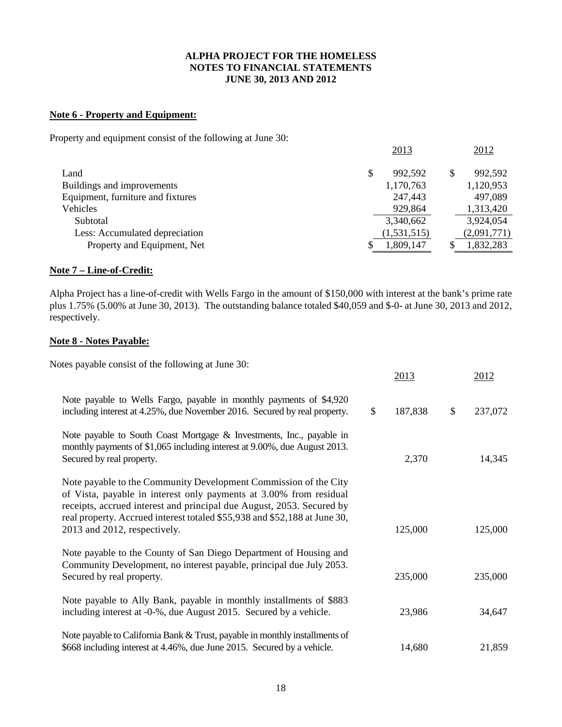**ALPHA PROJECT FOR THE HOMELESS**
**NOTES TO FINANCIAL STATEMENTS**
**JUNE 30, 2013 AND 2012**

## Note 6 - Property and Equipment:

Property and equipment consist of the following at June 30:

| | 2013 | 2012 |
|---|---|---|
| Land | $ 992,592 | $ 992,592 |
| Buildings and improvements | 1,170,763 | 1,120,953 |
| Equipment, furniture and fixtures | 247,443 | 497,089 |
| Vehicles | 929,864 | 1,313,420 |
| Subtotal | 3,340,662 | 3,924,054 |
| Less: Accumulated depreciation | (1,531,515) | (2,091,771) |
| Property and Equipment, Net | $ 1,809,147 | $ 1,832,283 |

## Note 7 – Line-of-Credit:

Alpha Project has a line-of-credit with Wells Fargo in the amount of $150,000 with interest at the bank's prime rate plus 1.75% (5.00% at June 30, 2013). The outstanding balance totaled $40,059 and $-0- at June 30, 2013 and 2012, respectively.

## Note 8 - Notes Payable:

Notes payable consist of the following at June 30:

| | 2013 | 2012 |
|---|---|---|
| Note payable to Wells Fargo, payable in monthly payments of $4,920 including interest at 4.25%, due November 2016. Secured by real property. | $ 187,838 | $ 237,072 |
| Note payable to South Coast Mortgage & Investments, Inc., payable in monthly payments of $1,065 including interest at 9.00%, due August 2013. Secured by real property. | 2,370 | 14,345 |
| Note payable to the Community Development Commission of the City of Vista, payable in interest only payments at 3.00% from residual receipts, accrued interest and principal due August, 2053. Secured by real property. Accrued interest totaled $55,938 and $52,188 at June 30, 2013 and 2012, respectively. | 125,000 | 125,000 |
| Note payable to the County of San Diego Department of Housing and Community Development, no interest payable, principal due July 2053. Secured by real property. | 235,000 | 235,000 |
| Note payable to Ally Bank, payable in monthly installments of $883 including interest at -0-%, due August 2015. Secured by a vehicle. | 23,986 | 34,647 |
| Note payable to California Bank & Trust, payable in monthly installments of $668 including interest at 4.46%, due June 2015. Secured by a vehicle. | 14,680 | 21,859 |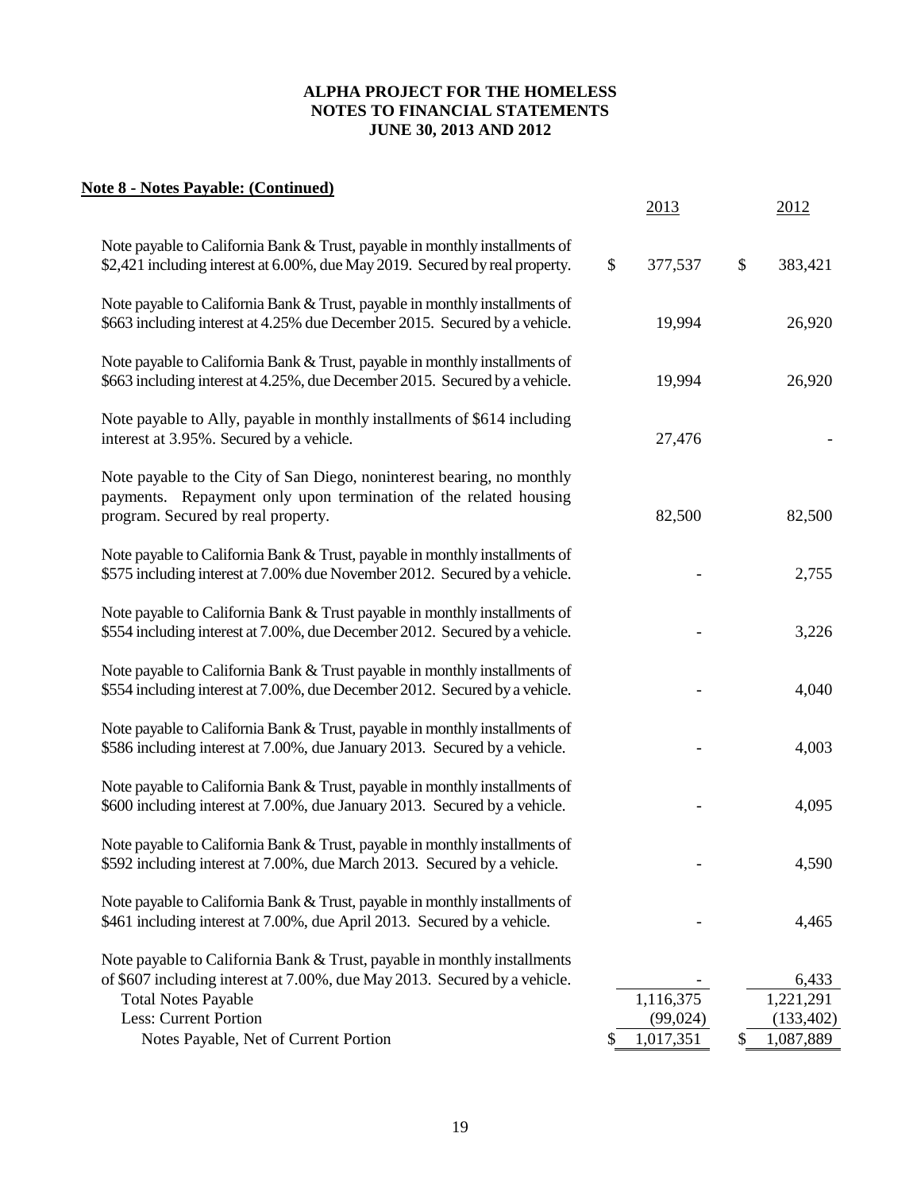# ALPHA PROJECT FOR THE HOMELESS
## NOTES TO FINANCIAL STATEMENTS
## JUNE 30, 2013 AND 2012

**Note 8 - Notes Payable: (Continued)**

| | 2013 | 2012 |
|---|---|---|
| Note payable to California Bank & Trust, payable in monthly installments of $2,421 including interest at 6.00%, due May 2019. Secured by real property. | $ 377,537 | $ 383,421 |
| Note payable to California Bank & Trust, payable in monthly installments of $663 including interest at 4.25% due December 2015. Secured by a vehicle. | 19,994 | 26,920 |
| Note payable to California Bank & Trust, payable in monthly installments of $663 including interest at 4.25%, due December 2015. Secured by a vehicle. | 19,994 | 26,920 |
| Note payable to Ally, payable in monthly installments of $614 including interest at 3.95%. Secured by a vehicle. | 27,476 | - |
| Note payable to the City of San Diego, noninterest bearing, no monthly payments. Repayment only upon termination of the related housing program. Secured by real property. | 82,500 | 82,500 |
| Note payable to California Bank & Trust, payable in monthly installments of $575 including interest at 7.00% due November 2012. Secured by a vehicle. | - | 2,755 |
| Note payable to California Bank & Trust payable in monthly installments of $554 including interest at 7.00%, due December 2012. Secured by a vehicle. | - | 3,226 |
| Note payable to California Bank & Trust payable in monthly installments of $554 including interest at 7.00%, due December 2012. Secured by a vehicle. | - | 4,040 |
| Note payable to California Bank & Trust, payable in monthly installments of $586 including interest at 7.00%, due January 2013. Secured by a vehicle. | - | 4,003 |
| Note payable to California Bank & Trust, payable in monthly installments of $600 including interest at 7.00%, due January 2013. Secured by a vehicle. | - | 4,095 |
| Note payable to California Bank & Trust, payable in monthly installments of $592 including interest at 7.00%, due March 2013. Secured by a vehicle. | - | 4,590 |
| Note payable to California Bank & Trust, payable in monthly installments of $461 including interest at 7.00%, due April 2013. Secured by a vehicle. | - | 4,465 |
| Note payable to California Bank & Trust, payable in monthly installments of $607 including interest at 7.00%, due May 2013. Secured by a vehicle. | - | 6,433 |
| Total Notes Payable | 1,116,375 | 1,221,291 |
| Less: Current Portion | (99,024) | (133,402) |
| Notes Payable, Net of Current Portion | $ 1,017,351 | $ 1,087,889 |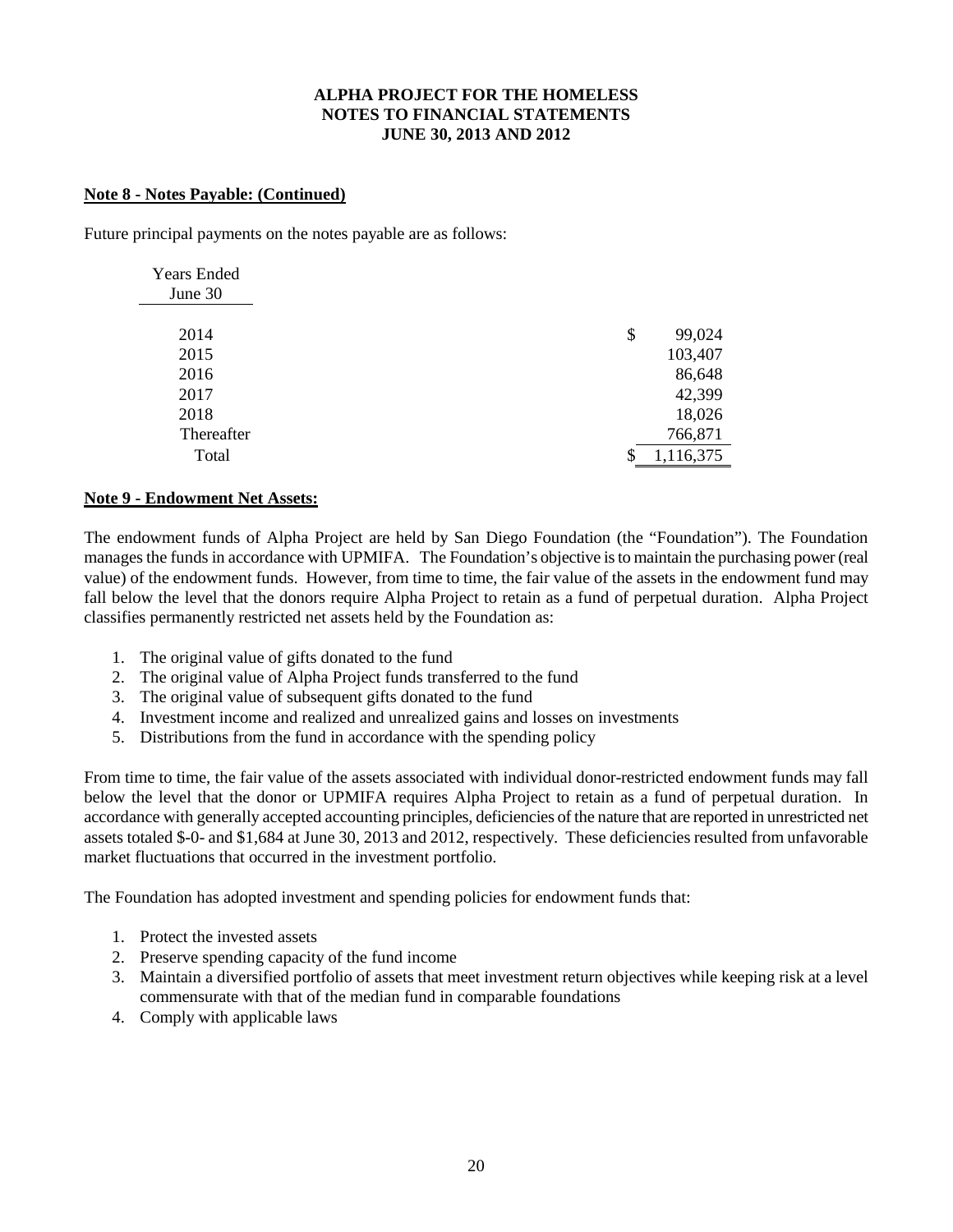**Note 8 - Notes Payable: (Continued)**

Future principal payments on the notes payable are as follows:

| Years Ended June 30 | |
|---|---|
| 2014 | $ 99,024 |
| 2015 | 103,407 |
| 2016 | 86,648 |
| 2017 | 42,399 |
| 2018 | 18,026 |
| Thereafter | 766,871 |
| Total | $ 1,116,375 |

**Note 9 - Endowment Net Assets:**

The endowment funds of Alpha Project are held by San Diego Foundation (the "Foundation"). The Foundation manages the funds in accordance with UPMIFA. The Foundation's objective is to maintain the purchasing power (real value) of the endowment funds. However, from time to time, the fair value of the assets in the endowment fund may fall below the level that the donors require Alpha Project to retain as a fund of perpetual duration. Alpha Project classifies permanently restricted net assets held by the Foundation as:

1. The original value of gifts donated to the fund
2. The original value of Alpha Project funds transferred to the fund
3. The original value of subsequent gifts donated to the fund
4. Investment income and realized and unrealized gains and losses on investments
5. Distributions from the fund in accordance with the spending policy

From time to time, the fair value of the assets associated with individual donor-restricted endowment funds may fall below the level that the donor or UPMIFA requires Alpha Project to retain as a fund of perpetual duration. In accordance with generally accepted accounting principles, deficiencies of the nature that are reported in unrestricted net assets totaled $-0- and $1,684 at June 30, 2013 and 2012, respectively. These deficiencies resulted from unfavorable market fluctuations that occurred in the investment portfolio.

The Foundation has adopted investment and spending policies for endowment funds that:

1. Protect the invested assets
2. Preserve spending capacity of the fund income
3. Maintain a diversified portfolio of assets that meet investment return objectives while keeping risk at a level commensurate with that of the median fund in comparable foundations
4. Comply with applicable laws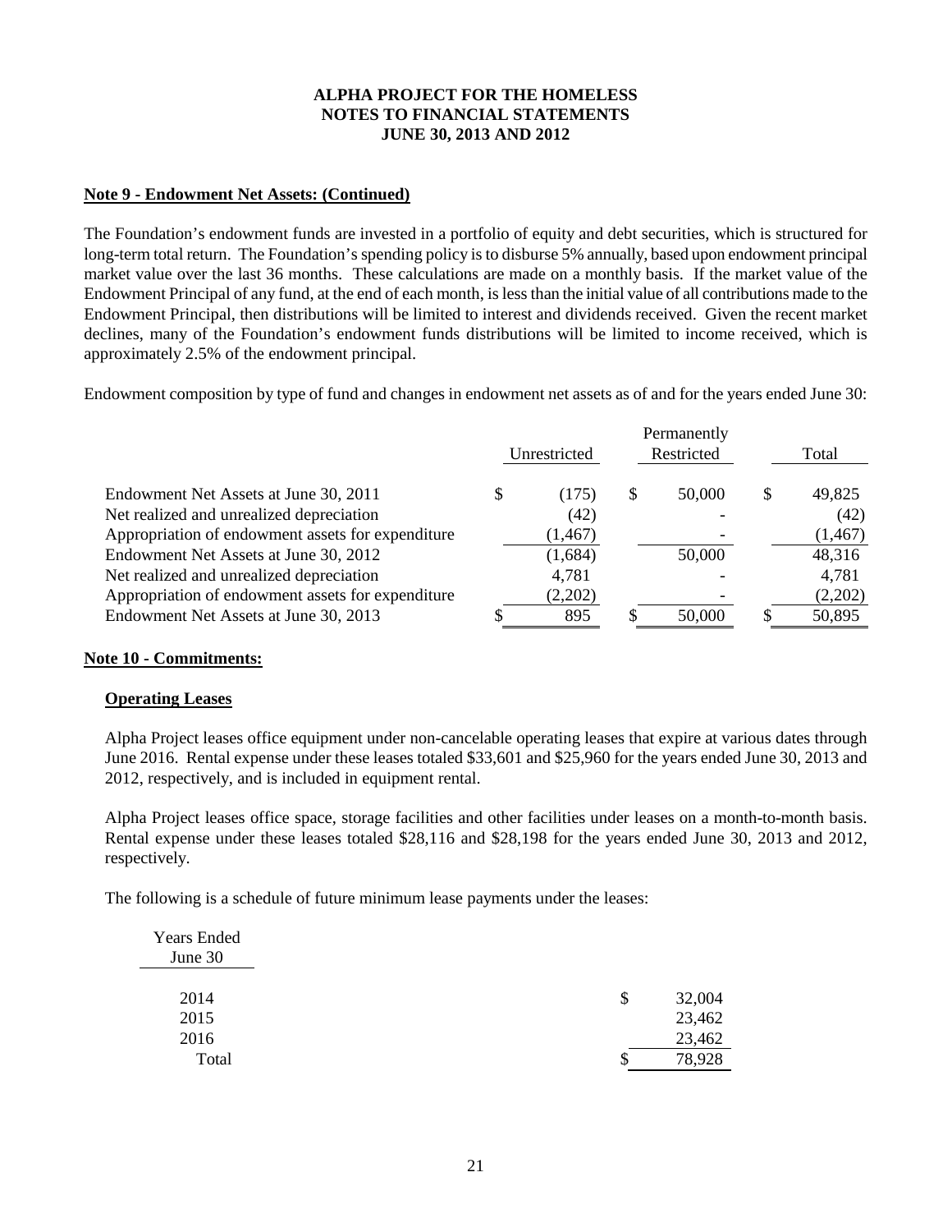# ALPHA PROJECT FOR THE HOMELESS
# NOTES TO FINANCIAL STATEMENTS
# JUNE 30, 2013 AND 2012

**Note 9 - Endowment Net Assets: (Continued)**

The Foundation's endowment funds are invested in a portfolio of equity and debt securities, which is structured for long-term total return. The Foundation's spending policy is to disburse 5% annually, based upon endowment principal market value over the last 36 months. These calculations are made on a monthly basis. If the market value of the Endowment Principal of any fund, at the end of each month, is less than the initial value of all contributions made to the Endowment Principal, then distributions will be limited to interest and dividends received. Given the recent market declines, many of the Foundation's endowment funds distributions will be limited to income received, which is approximately 2.5% of the endowment principal.

Endowment composition by type of fund and changes in endowment net assets as of and for the years ended June 30:

| | Unrestricted | Permanently Restricted | Total |
|---|---|---|---|
| Endowment Net Assets at June 30, 2011 | $ (175) | $ 50,000 | $ 49,825 |
| Net realized and unrealized depreciation | (42) | - | (42) |
| Appropriation of endowment assets for expenditure | (1,467) | - | (1,467) |
| Endowment Net Assets at June 30, 2012 | (1,684) | 50,000 | 48,316 |
| Net realized and unrealized depreciation | 4,781 | - | 4,781 |
| Appropriation of endowment assets for expenditure | (2,202) | - | (2,202) |
| Endowment Net Assets at June 30, 2013 | $ 895 | $ 50,000 | $ 50,895 |

**Note 10 - Commitments:**

**Operating Leases**

Alpha Project leases office equipment under non-cancelable operating leases that expire at various dates through June 2016. Rental expense under these leases totaled $33,601 and $25,960 for the years ended June 30, 2013 and 2012, respectively, and is included in equipment rental.

Alpha Project leases office space, storage facilities and other facilities under leases on a month-to-month basis. Rental expense under these leases totaled $28,116 and $28,198 for the years ended June 30, 2013 and 2012, respectively.

The following is a schedule of future minimum lease payments under the leases:

| Years Ended June 30 | |
|---|---|
| 2014 | $ 32,004 |
| 2015 | 23,462 |
| 2016 | 23,462 |
| Total | $ 78,928 |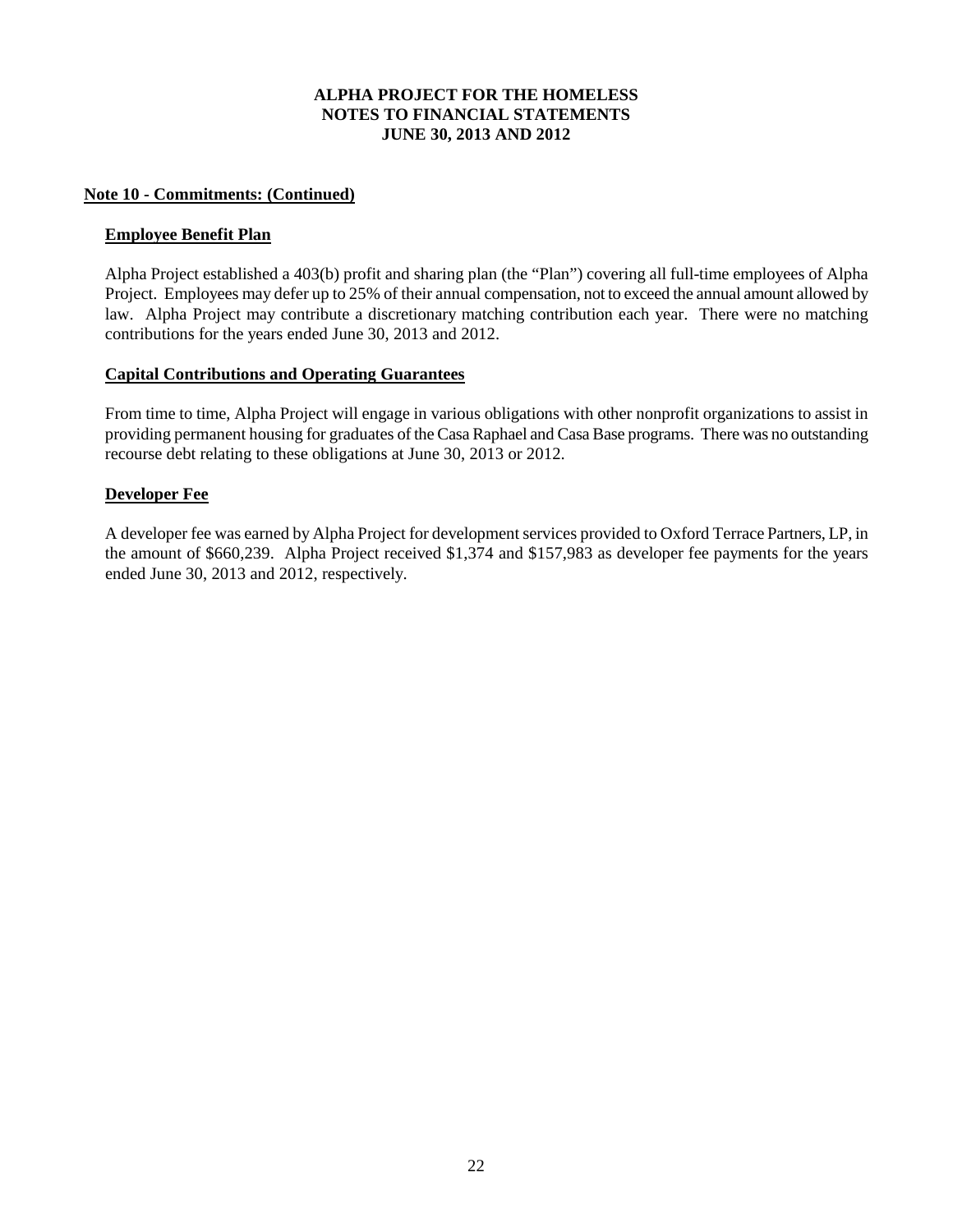**ALPHA PROJECT FOR THE HOMELESS**
**NOTES TO FINANCIAL STATEMENTS**
**JUNE 30, 2013 AND 2012**

## Note 10 - Commitments: (Continued)

### Employee Benefit Plan

Alpha Project established a 403(b) profit and sharing plan (the "Plan") covering all full-time employees of Alpha Project. Employees may defer up to 25% of their annual compensation, not to exceed the annual amount allowed by law. Alpha Project may contribute a discretionary matching contribution each year. There were no matching contributions for the years ended June 30, 2013 and 2012.

### Capital Contributions and Operating Guarantees

From time to time, Alpha Project will engage in various obligations with other nonprofit organizations to assist in providing permanent housing for graduates of the Casa Raphael and Casa Base programs. There was no outstanding recourse debt relating to these obligations at June 30, 2013 or 2012.

### Developer Fee

A developer fee was earned by Alpha Project for development services provided to Oxford Terrace Partners, LP, in the amount of $660,239. Alpha Project received $1,374 and $157,983 as developer fee payments for the years ended June 30, 2013 and 2012, respectively.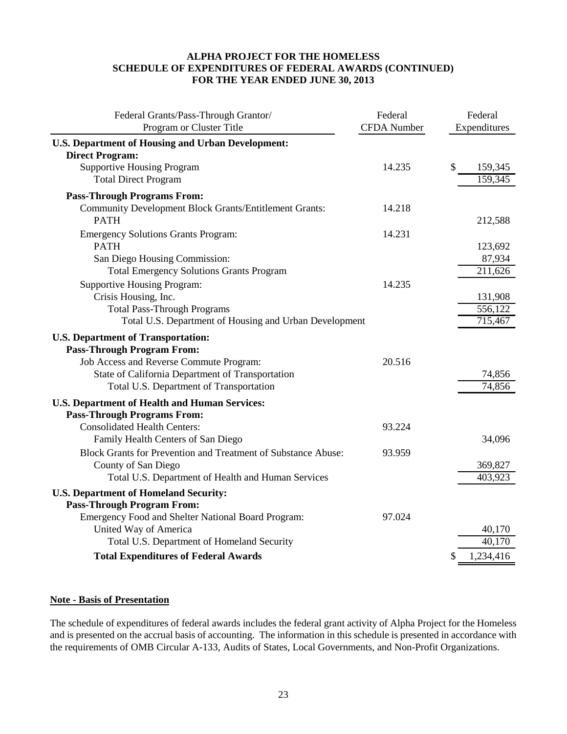**ALPHA PROJECT FOR THE HOMELESS**
**SCHEDULE OF EXPENDITURES OF FEDERAL AWARDS (CONTINUED)**
**FOR THE YEAR ENDED JUNE 30, 2013**

| Federal Grants/Pass-Through Grantor/ Program or Cluster Title | Federal CFDA Number | Federal Expenditures |
|---|---|---|
| **U.S. Department of Housing and Urban Development:** | | |
| **Direct Program:** | | |
| Supportive Housing Program | 14.235 | $ 159,345 |
| Total Direct Program | | 159,345 |
| **Pass-Through Programs From:** | | |
| Community Development Block Grants/Entitlement Grants: | 14.218 | |
| PATH | | 212,588 |
| Emergency Solutions Grants Program: | 14.231 | |
| PATH | | 123,692 |
| San Diego Housing Commission: | | 87,934 |
| Total Emergency Solutions Grants Program | | 211,626 |
| Supportive Housing Program: | 14.235 | |
| Crisis Housing, Inc. | | 131,908 |
| Total Pass-Through Programs | | 556,122 |
| Total U.S. Department of Housing and Urban Development | | 715,467 |
| **U.S. Department of Transportation:** | | |
| **Pass-Through Program From:** | | |
| Job Access and Reverse Commute Program: | 20.516 | |
| State of California Department of Transportation | | 74,856 |
| Total U.S. Department of Transportation | | 74,856 |
| **U.S. Department of Health and Human Services:** | | |
| **Pass-Through Programs From:** | | |
| Consolidated Health Centers: | 93.224 | |
| Family Health Centers of San Diego | | 34,096 |
| Block Grants for Prevention and Treatment of Substance Abuse: | 93.959 | |
| County of San Diego | | 369,827 |
| Total U.S. Department of Health and Human Services | | 403,923 |
| **U.S. Department of Homeland Security:** | | |
| **Pass-Through Program From:** | | |
| Emergency Food and Shelter National Board Program: | 97.024 | |
| United Way of America | | 40,170 |
| Total U.S. Department of Homeland Security | | 40,170 |
| **Total Expenditures of Federal Awards** | | $ 1,234,416 |

**Note - Basis of Presentation**

The schedule of expenditures of federal awards includes the federal grant activity of Alpha Project for the Homeless and is presented on the accrual basis of accounting. The information in this schedule is presented in accordance with the requirements of OMB Circular A-133, Audits of States, Local Governments, and Non-Profit Organizations.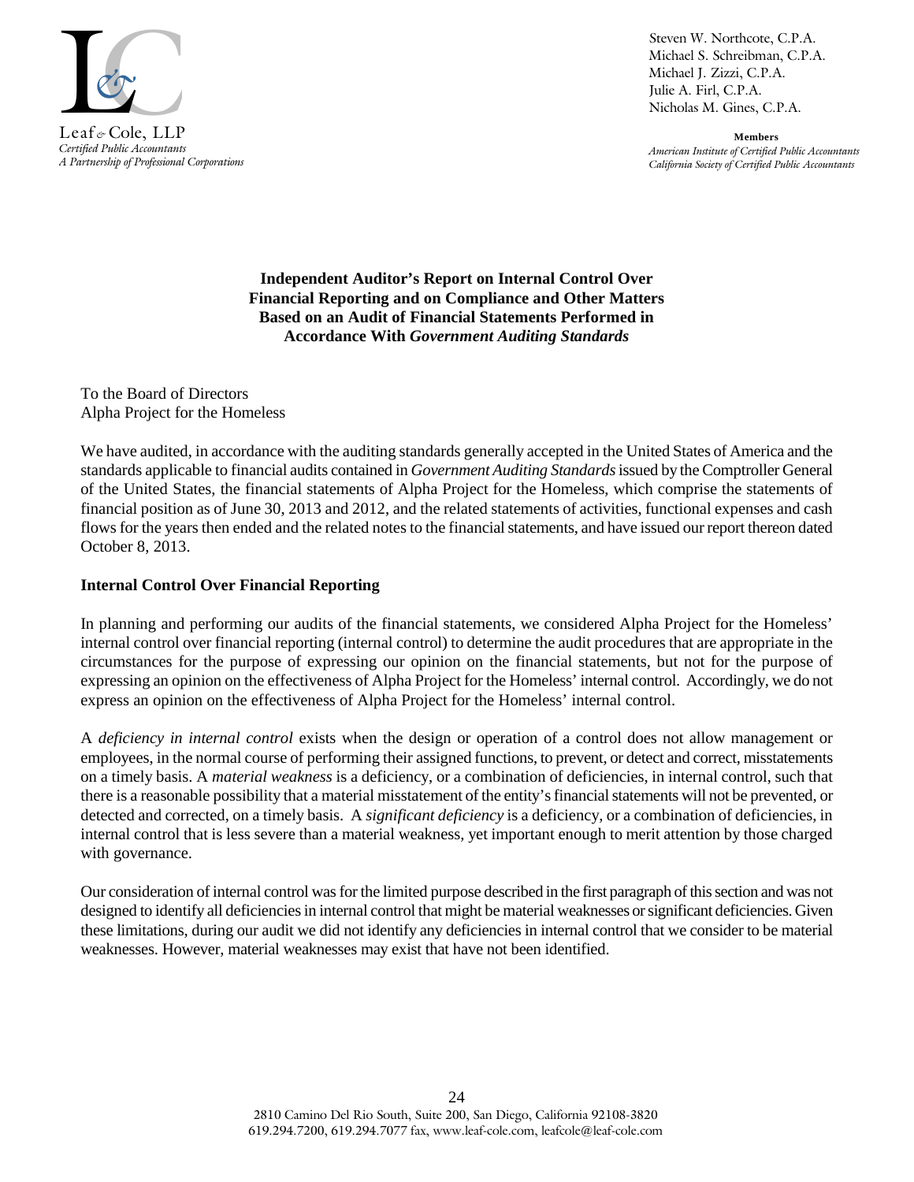Leaf & Cole, LLP
*Certified Public Accountants*
*A Partnership of Professional Corporations*

Steven W. Northcote, C.P.A.
Michael S. Schreibman, C.P.A.
Michael J. Zizzi, C.P.A.
Julie A. Firl, C.P.A.
Nicholas M. Gines, C.P.A.

**Members**
*American Institute of Certified Public Accountants*
*California Society of Certified Public Accountants*

## Independent Auditor's Report on Internal Control Over Financial Reporting and on Compliance and Other Matters Based on an Audit of Financial Statements Performed in Accordance With *Government Auditing Standards*

To the Board of Directors
Alpha Project for the Homeless

We have audited, in accordance with the auditing standards generally accepted in the United States of America and the standards applicable to financial audits contained in *Government Auditing Standards* issued by the Comptroller General of the United States, the financial statements of Alpha Project for the Homeless, which comprise the statements of financial position as of June 30, 2013 and 2012, and the related statements of activities, functional expenses and cash flows for the years then ended and the related notes to the financial statements, and have issued our report thereon dated October 8, 2013.

**Internal Control Over Financial Reporting**

In planning and performing our audits of the financial statements, we considered Alpha Project for the Homeless' internal control over financial reporting (internal control) to determine the audit procedures that are appropriate in the circumstances for the purpose of expressing our opinion on the financial statements, but not for the purpose of expressing an opinion on the effectiveness of Alpha Project for the Homeless' internal control. Accordingly, we do not express an opinion on the effectiveness of Alpha Project for the Homeless' internal control.

A *deficiency in internal control* exists when the design or operation of a control does not allow management or employees, in the normal course of performing their assigned functions, to prevent, or detect and correct, misstatements on a timely basis. A *material weakness* is a deficiency, or a combination of deficiencies, in internal control, such that there is a reasonable possibility that a material misstatement of the entity's financial statements will not be prevented, or detected and corrected, on a timely basis. A *significant deficiency* is a deficiency, or a combination of deficiencies, in internal control that is less severe than a material weakness, yet important enough to merit attention by those charged with governance.

Our consideration of internal control was for the limited purpose described in the first paragraph of this section and was not designed to identify all deficiencies in internal control that might be material weaknesses or significant deficiencies. Given these limitations, during our audit we did not identify any deficiencies in internal control that we consider to be material weaknesses. However, material weaknesses may exist that have not been identified.

2810 Camino Del Rio South, Suite 200, San Diego, California 92108-3820
619.294.7200, 619.294.7077 fax, www.leaf-cole.com, leafcole@leaf-cole.com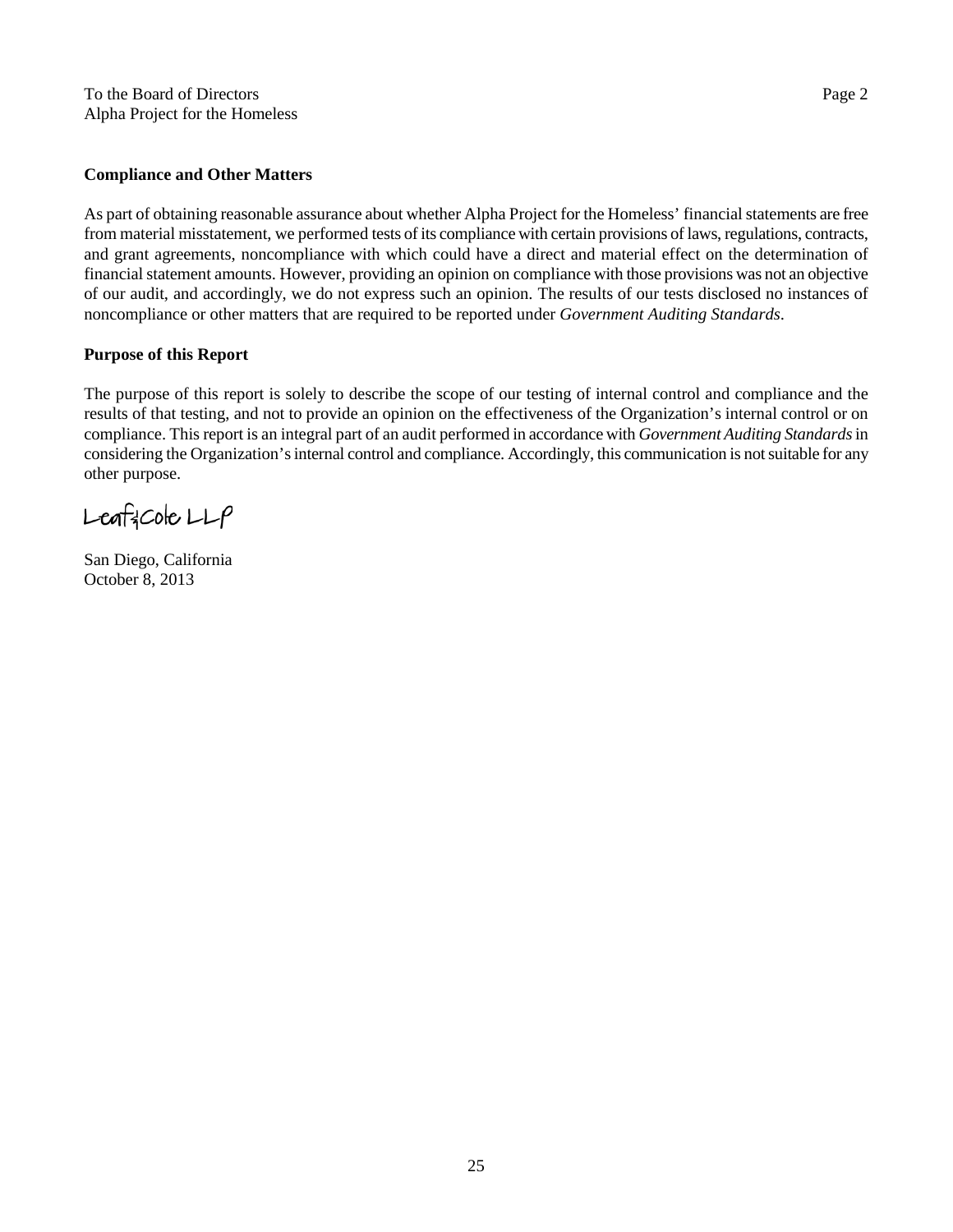To the Board of Directors
Alpha Project for the Homeless

## Compliance and Other Matters

As part of obtaining reasonable assurance about whether Alpha Project for the Homeless' financial statements are free from material misstatement, we performed tests of its compliance with certain provisions of laws, regulations, contracts, and grant agreements, noncompliance with which could have a direct and material effect on the determination of financial statement amounts. However, providing an opinion on compliance with those provisions was not an objective of our audit, and accordingly, we do not express such an opinion. The results of our tests disclosed no instances of noncompliance or other matters that are required to be reported under *Government Auditing Standards*.

## Purpose of this Report

The purpose of this report is solely to describe the scope of our testing of internal control and compliance and the results of that testing, and not to provide an opinion on the effectiveness of the Organization's internal control or on compliance. This report is an integral part of an audit performed in accordance with *Government Auditing Standards* in considering the Organization's internal control and compliance. Accordingly, this communication is not suitable for any other purpose.

Leaf & Cole LLP

San Diego, California
October 8, 2013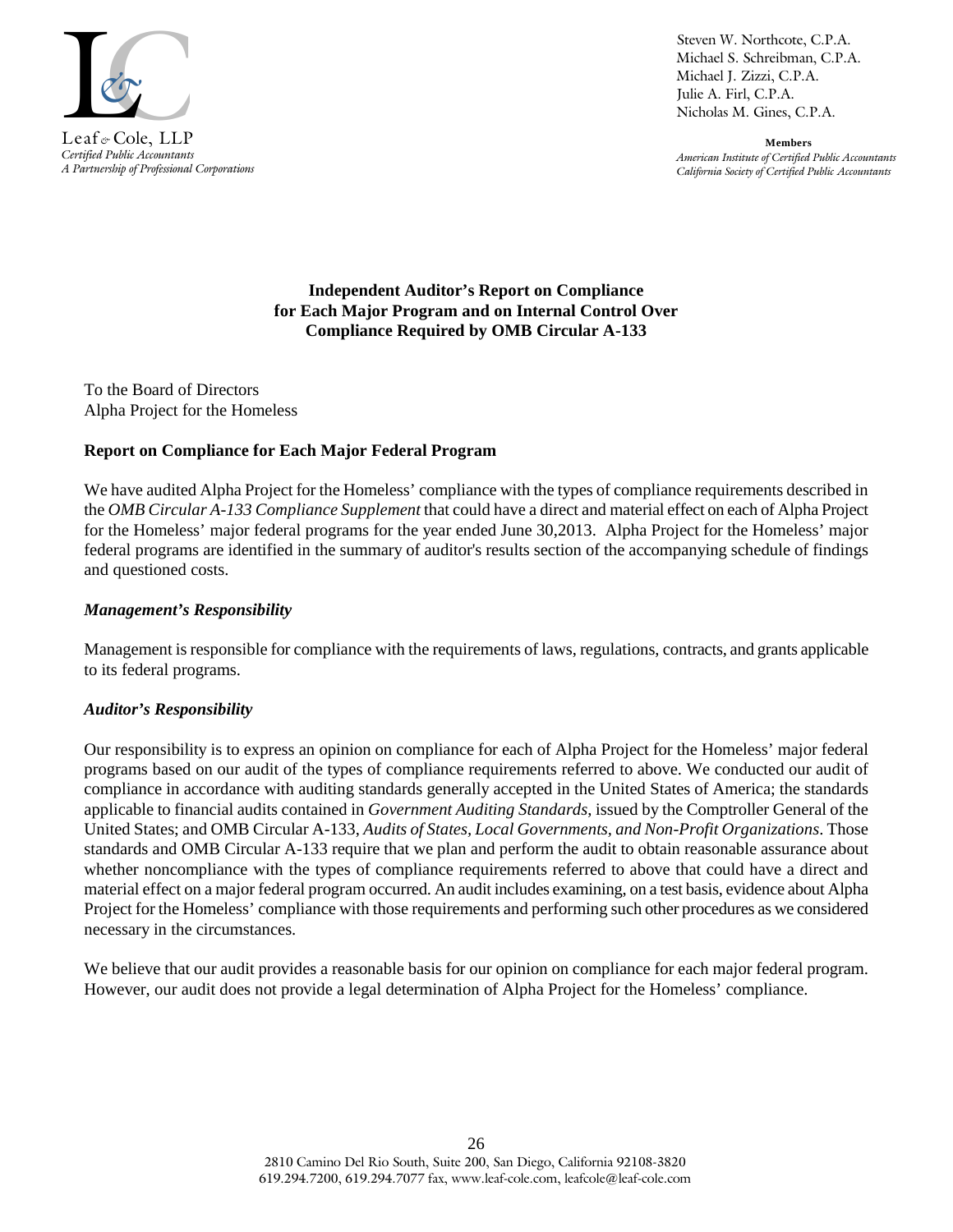Leaf & Cole, LLP
*Certified Public Accountants*
*A Partnership of Professional Corporations*

Steven W. Northcote, C.P.A.
Michael S. Schreibman, C.P.A.
Michael J. Zizzi, C.P.A.
Julie A. Firl, C.P.A.
Nicholas M. Gines, C.P.A.

**Members**
*American Institute of Certified Public Accountants*
*California Society of Certified Public Accountants*

## Independent Auditor's Report on Compliance for Each Major Program and on Internal Control Over Compliance Required by OMB Circular A-133

To the Board of Directors
Alpha Project for the Homeless

### Report on Compliance for Each Major Federal Program

We have audited Alpha Project for the Homeless' compliance with the types of compliance requirements described in the *OMB Circular A-133 Compliance Supplement* that could have a direct and material effect on each of Alpha Project for the Homeless' major federal programs for the year ended June 30,2013. Alpha Project for the Homeless' major federal programs are identified in the summary of auditor's results section of the accompanying schedule of findings and questioned costs.

#### *Management's Responsibility*

Management is responsible for compliance with the requirements of laws, regulations, contracts, and grants applicable to its federal programs.

#### *Auditor's Responsibility*

Our responsibility is to express an opinion on compliance for each of Alpha Project for the Homeless' major federal programs based on our audit of the types of compliance requirements referred to above. We conducted our audit of compliance in accordance with auditing standards generally accepted in the United States of America; the standards applicable to financial audits contained in *Government Auditing Standards*, issued by the Comptroller General of the United States; and OMB Circular A-133, *Audits of States, Local Governments, and Non-Profit Organizations*. Those standards and OMB Circular A-133 require that we plan and perform the audit to obtain reasonable assurance about whether noncompliance with the types of compliance requirements referred to above that could have a direct and material effect on a major federal program occurred. An audit includes examining, on a test basis, evidence about Alpha Project for the Homeless' compliance with those requirements and performing such other procedures as we considered necessary in the circumstances.

We believe that our audit provides a reasonable basis for our opinion on compliance for each major federal program. However, our audit does not provide a legal determination of Alpha Project for the Homeless' compliance.

2810 Camino Del Rio South, Suite 200, San Diego, California 92108-3820
619.294.7200, 619.294.7077 fax, www.leaf-cole.com, leafcole@leaf-cole.com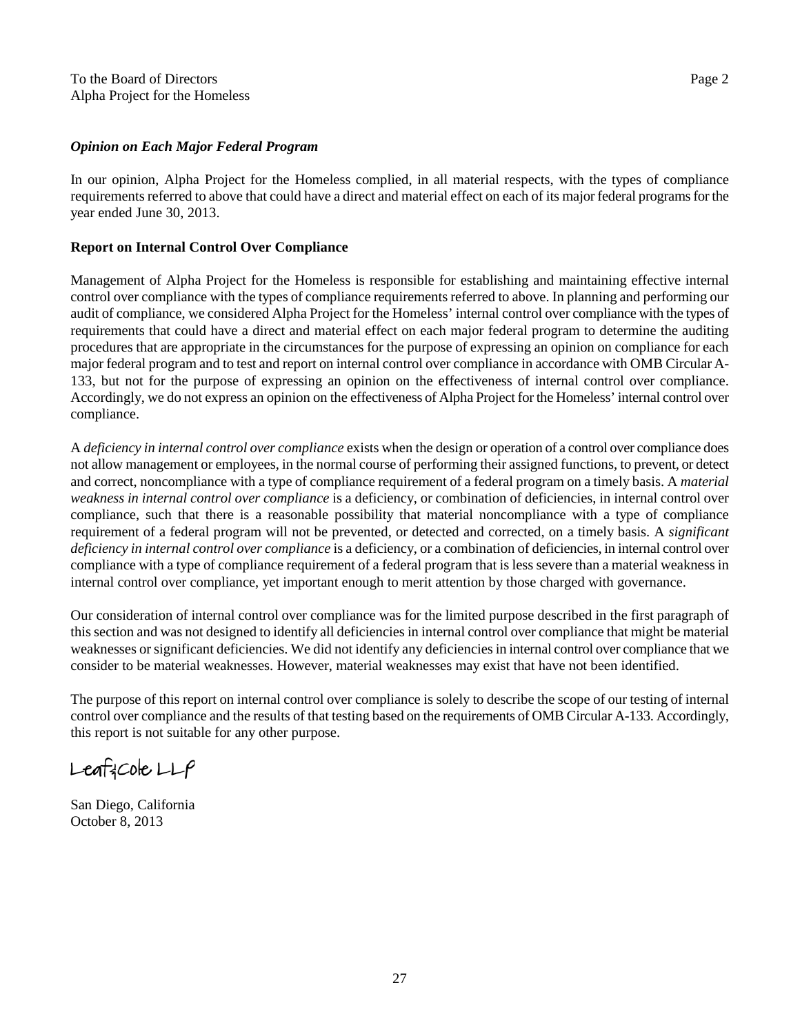To the Board of Directors
Alpha Project for the Homeless

***Opinion on Each Major Federal Program***

In our opinion, Alpha Project for the Homeless complied, in all material respects, with the types of compliance requirements referred to above that could have a direct and material effect on each of its major federal programs for the year ended June 30, 2013.

**Report on Internal Control Over Compliance**

Management of Alpha Project for the Homeless is responsible for establishing and maintaining effective internal control over compliance with the types of compliance requirements referred to above. In planning and performing our audit of compliance, we considered Alpha Project for the Homeless' internal control over compliance with the types of requirements that could have a direct and material effect on each major federal program to determine the auditing procedures that are appropriate in the circumstances for the purpose of expressing an opinion on compliance for each major federal program and to test and report on internal control over compliance in accordance with OMB Circular A-133, but not for the purpose of expressing an opinion on the effectiveness of internal control over compliance. Accordingly, we do not express an opinion on the effectiveness of Alpha Project for the Homeless' internal control over compliance.

A *deficiency in internal control over compliance* exists when the design or operation of a control over compliance does not allow management or employees, in the normal course of performing their assigned functions, to prevent, or detect and correct, noncompliance with a type of compliance requirement of a federal program on a timely basis. A *material weakness in internal control over compliance* is a deficiency, or combination of deficiencies, in internal control over compliance, such that there is a reasonable possibility that material noncompliance with a type of compliance requirement of a federal program will not be prevented, or detected and corrected, on a timely basis. A *significant deficiency in internal control over compliance* is a deficiency, or a combination of deficiencies, in internal control over compliance with a type of compliance requirement of a federal program that is less severe than a material weakness in internal control over compliance, yet important enough to merit attention by those charged with governance.

Our consideration of internal control over compliance was for the limited purpose described in the first paragraph of this section and was not designed to identify all deficiencies in internal control over compliance that might be material weaknesses or significant deficiencies. We did not identify any deficiencies in internal control over compliance that we consider to be material weaknesses. However, material weaknesses may exist that have not been identified.

The purpose of this report on internal control over compliance is solely to describe the scope of our testing of internal control over compliance and the results of that testing based on the requirements of OMB Circular A-133. Accordingly, this report is not suitable for any other purpose.

Leaf & Cole LLP

San Diego, California
October 8, 2013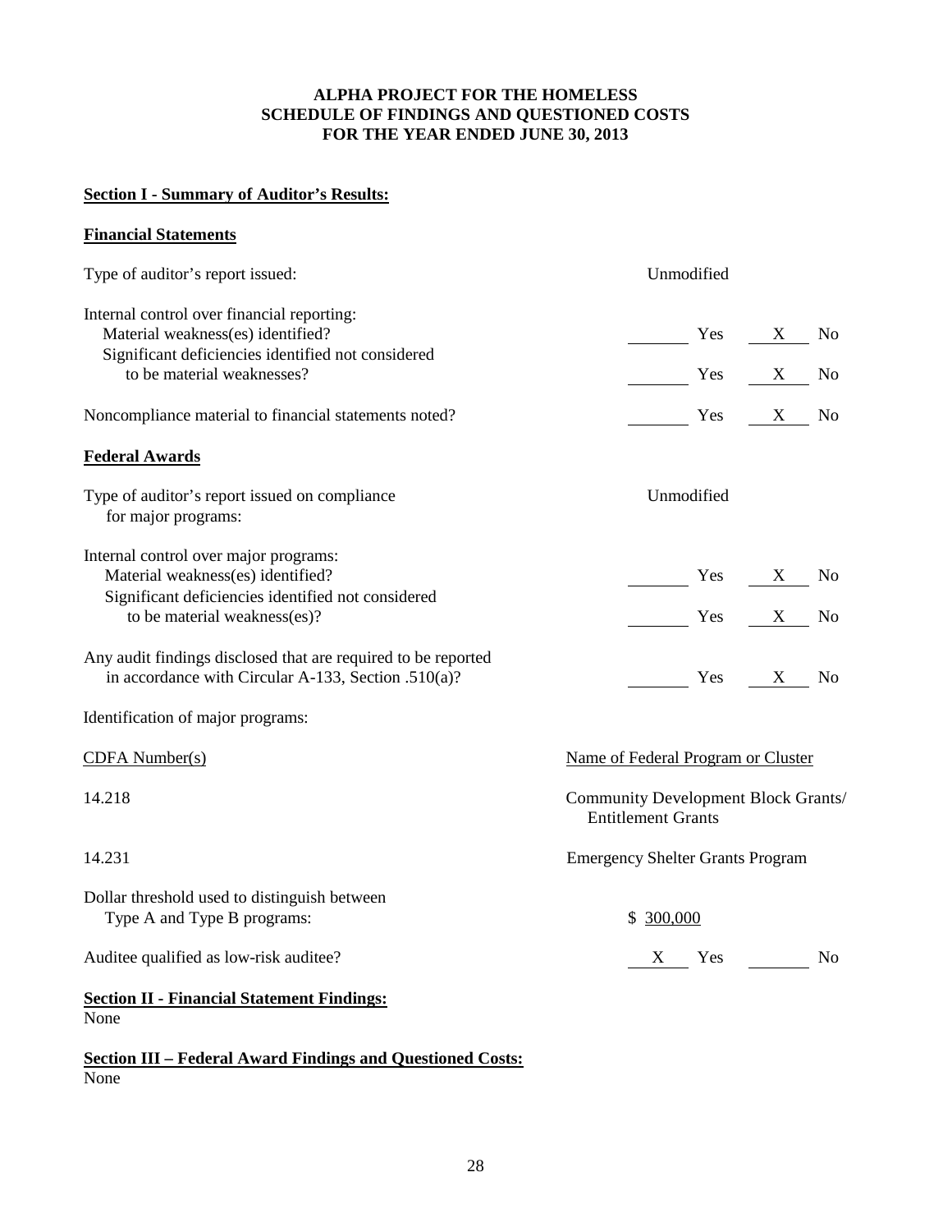# ALPHA PROJECT FOR THE HOMELESS
# SCHEDULE OF FINDINGS AND QUESTIONED COSTS
# FOR THE YEAR ENDED JUNE 30, 2013

## Section I - Summary of Auditor's Results:

### Financial Statements

| | | | | |
|---|---|---|---|---|
| Type of auditor's report issued: | Unmodified | | | |
| Internal control over financial reporting: | | | | |
| Material weakness(es) identified? | ____ | Yes | X | No |
| Significant deficiencies identified not considered to be material weaknesses? | ____ | Yes | X | No |
| Noncompliance material to financial statements noted? | ____ | Yes | X | No |

### Federal Awards

| | | | | |
|---|---|---|---|---|
| Type of auditor's report issued on compliance for major programs: | Unmodified | | | |
| Internal control over major programs: | | | | |
| Material weakness(es) identified? | ____ | Yes | X | No |
| Significant deficiencies identified not considered to be material weakness(es)? | ____ | Yes | X | No |
| Any audit findings disclosed that are required to be reported in accordance with Circular A-133, Section .510(a)? | ____ | Yes | X | No |

Identification of major programs:

| CDFA Number(s) | Name of Federal Program or Cluster |
|---|---|
| 14.218 | Community Development Block Grants/ Entitlement Grants |
| 14.231 | Emergency Shelter Grants Program |

| | | | | |
|---|---|---|---|---|
| Dollar threshold used to distinguish between Type A and Type B programs: | $ 300,000 | | | |
| Auditee qualified as low-risk auditee? | X | Yes | ____ | No |

## Section II - Financial Statement Findings:

None

## Section III – Federal Award Findings and Questioned Costs:

None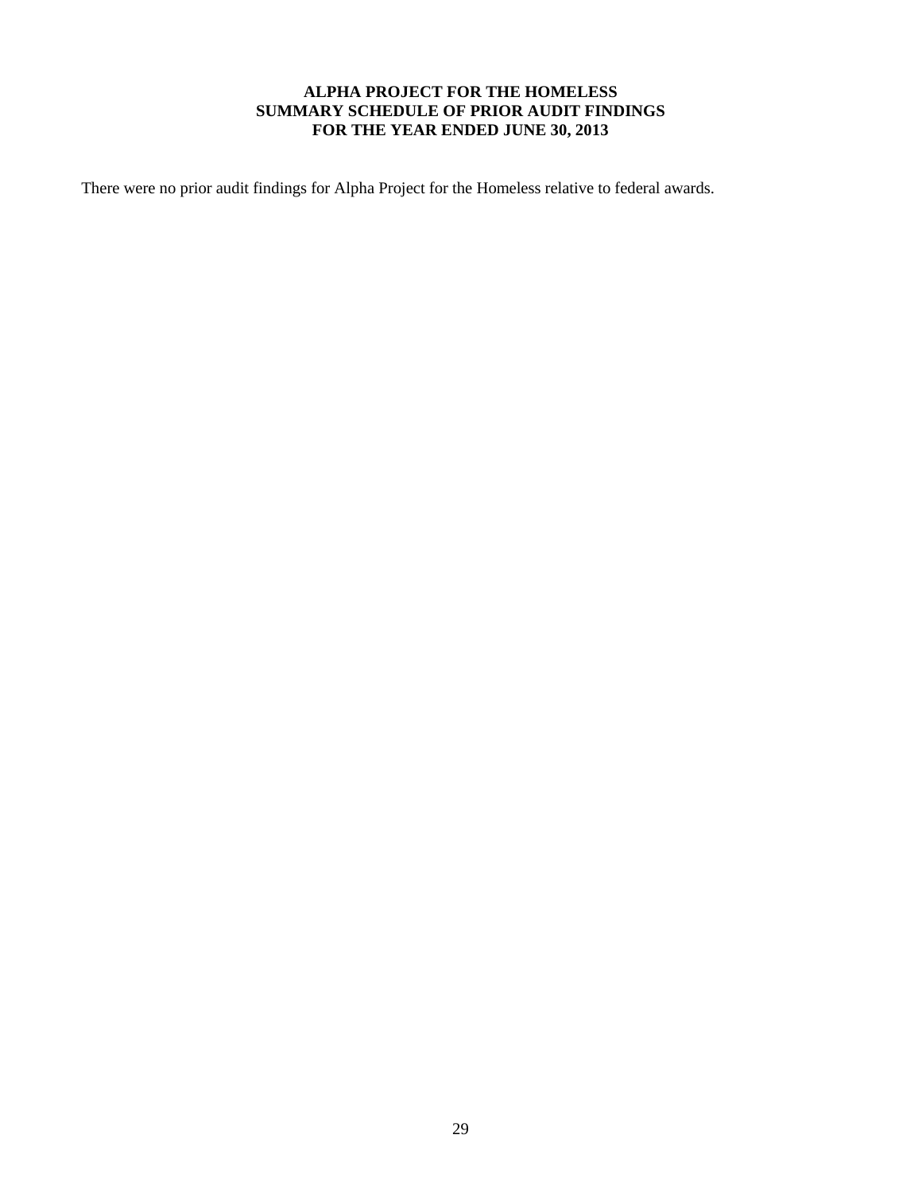# ALPHA PROJECT FOR THE HOMELESS
## SUMMARY SCHEDULE OF PRIOR AUDIT FINDINGS
### FOR THE YEAR ENDED JUNE 30, 2013

There were no prior audit findings for Alpha Project for the Homeless relative to federal awards.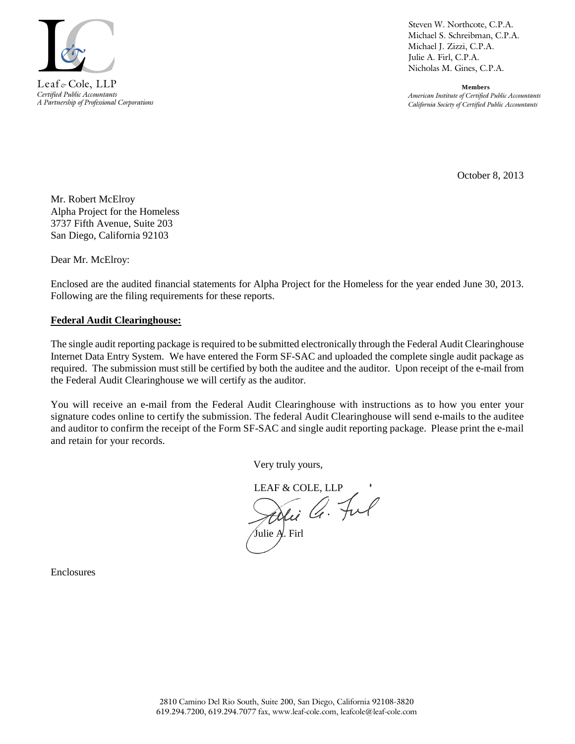Leaf & Cole, LLP
*Certified Public Accountants*
*A Partnership of Professional Corporations*

Steven W. Northcote, C.P.A.
Michael S. Schreibman, C.P.A.
Michael J. Zizzi, C.P.A.
Julie A. Firl, C.P.A.
Nicholas M. Gines, C.P.A.

**Members**
*American Institute of Certified Public Accountants*
*California Society of Certified Public Accountants*

October 8, 2013

Mr. Robert McElroy
Alpha Project for the Homeless
3737 Fifth Avenue, Suite 203
San Diego, California 92103

Dear Mr. McElroy:

Enclosed are the audited financial statements for Alpha Project for the Homeless for the year ended June 30, 2013. Following are the filing requirements for these reports.

**Federal Audit Clearinghouse:**

The single audit reporting package is required to be submitted electronically through the Federal Audit Clearinghouse Internet Data Entry System. We have entered the Form SF-SAC and uploaded the complete single audit package as required. The submission must still be certified by both the auditee and the auditor. Upon receipt of the e-mail from the Federal Audit Clearinghouse we will certify as the auditor.

You will receive an e-mail from the Federal Audit Clearinghouse with instructions as to how you enter your signature codes online to certify the submission. The federal Audit Clearinghouse will send e-mails to the auditee and auditor to confirm the receipt of the Form SF-SAC and single audit reporting package. Please print the e-mail and retain for your records.

Very truly yours,

LEAF & COLE, LLP

Julie A. Firl

Enclosures

2810 Camino Del Rio South, Suite 200, San Diego, California 92108-3820
619.294.7200, 619.294.7077 fax, www.leaf-cole.com, leafcole@leaf-cole.com